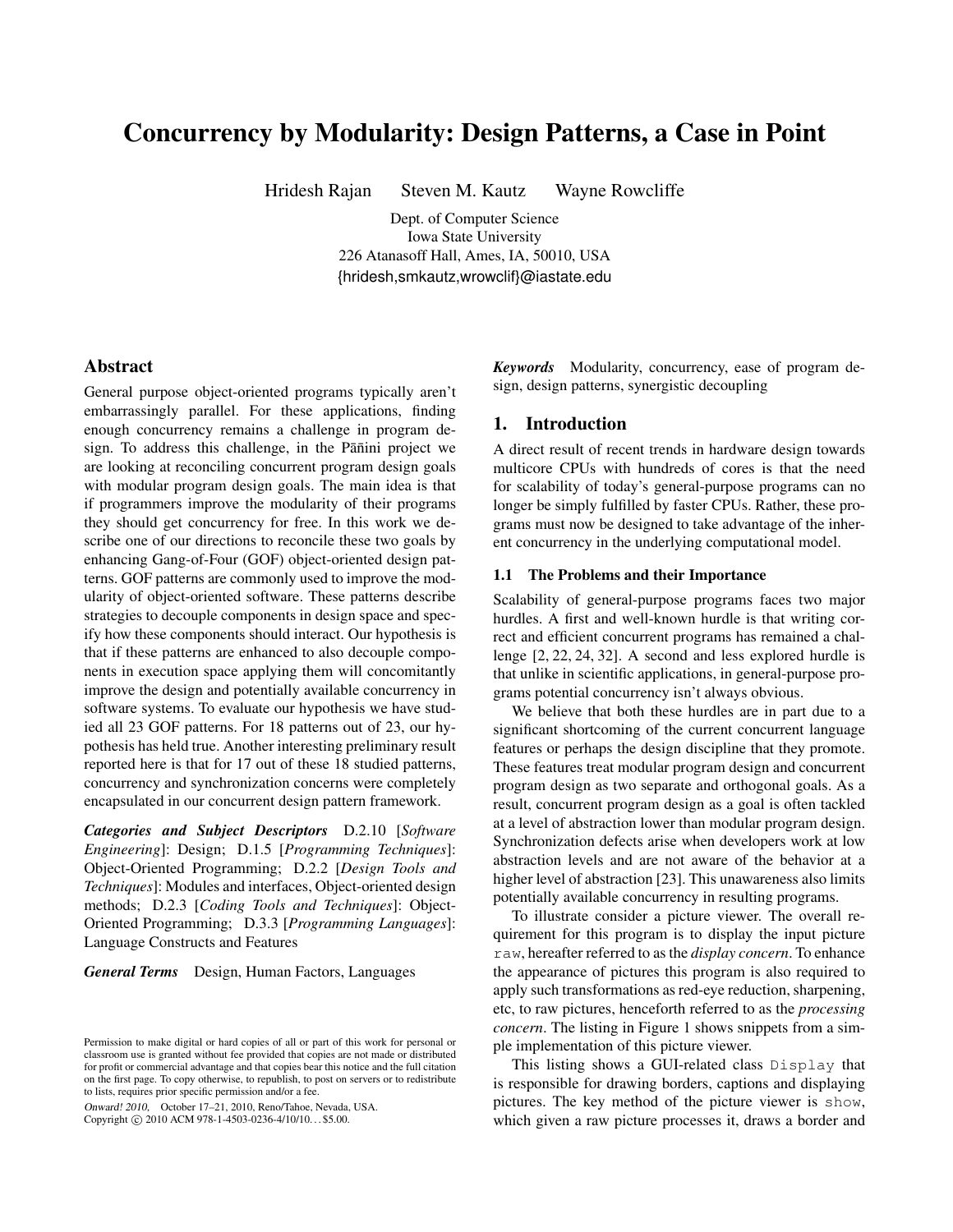# Concurrency by Modularity: Design Patterns, a Case in Point

Hridesh Rajan   Steven M. Kautz   Wayne Rowcliffe

Dept. of Computer Science
Iowa State University
226 Atanasoff Hall, Ames, IA, 50010, USA
{hridesh,smkautz,wrowclif}@iastate.edu

## Abstract

General purpose object-oriented programs typically aren't embarrassingly parallel. For these applications, finding enough concurrency remains a challenge in program design. To address this challenge, in the Pāñini project we are looking at reconciling concurrent program design goals with modular program design goals. The main idea is that if programmers improve the modularity of their programs they should get concurrency for free. In this work we describe one of our directions to reconcile these two goals by enhancing Gang-of-Four (GOF) object-oriented design patterns. GOF patterns are commonly used to improve the modularity of object-oriented software. These patterns describe strategies to decouple components in design space and specify how these components should interact. Our hypothesis is that if these patterns are enhanced to also decouple components in execution space applying them will concomitantly improve the design and potentially available concurrency in software systems. To evaluate our hypothesis we have studied all 23 GOF patterns. For 18 patterns out of 23, our hypothesis has held true. Another interesting preliminary result reported here is that for 17 out of these 18 studied patterns, concurrency and synchronization concerns were completely encapsulated in our concurrent design pattern framework.

***Categories and Subject Descriptors*** D.2.10 [*Software Engineering*]: Design; D.1.5 [*Programming Techniques*]: Object-Oriented Programming; D.2.2 [*Design Tools and Techniques*]: Modules and interfaces, Object-oriented design methods; D.2.3 [*Coding Tools and Techniques*]: Object-Oriented Programming; D.3.3 [*Programming Languages*]: Language Constructs and Features

***General Terms*** Design, Human Factors, Languages

***Keywords*** Modularity, concurrency, ease of program design, design patterns, synergistic decoupling

## 1. Introduction

A direct result of recent trends in hardware design towards multicore CPUs with hundreds of cores is that the need for scalability of today's general-purpose programs can no longer be simply fulfilled by faster CPUs. Rather, these programs must now be designed to take advantage of the inherent concurrency in the underlying computational model.

### 1.1 The Problems and their Importance

Scalability of general-purpose programs faces two major hurdles. A first and well-known hurdle is that writing correct and efficient concurrent programs has remained a challenge [2, 22, 24, 32]. A second and less explored hurdle is that unlike in scientific applications, in general-purpose programs potential concurrency isn't always obvious.

We believe that both these hurdles are in part due to a significant shortcoming of the current concurrent language features or perhaps the design discipline that they promote. These features treat modular program design and concurrent program design as two separate and orthogonal goals. As a result, concurrent program design as a goal is often tackled at a level of abstraction lower than modular program design. Synchronization defects arise when developers work at low abstraction levels and are not aware of the behavior at a higher level of abstraction [23]. This unawareness also limits potentially available concurrency in resulting programs.

To illustrate consider a picture viewer. The overall requirement for this program is to display the input picture `raw`, hereafter referred to as the *display concern*. To enhance the appearance of pictures this program is also required to apply such transformations as red-eye reduction, sharpening, etc, to raw pictures, henceforth referred to as the *processing concern*. The listing in Figure 1 shows snippets from a simple implementation of this picture viewer.

This listing shows a GUI-related class `Display` that is responsible for drawing borders, captions and displaying pictures. The key method of the picture viewer is `show`, which given a raw picture processes it, draws a border and

Permission to make digital or hard copies of all or part of this work for personal or classroom use is granted without fee provided that copies are not made or distributed for profit or commercial advantage and that copies bear this notice and the full citation on the first page. To copy otherwise, to republish, to post on servers or to redistribute to lists, requires prior specific permission and/or a fee.

*Onward! 2010,* October 17–21, 2010, Reno/Tahoe, Nevada, USA.
Copyright © 2010 ACM 978-1-4503-0236-4/10/10...$5.00.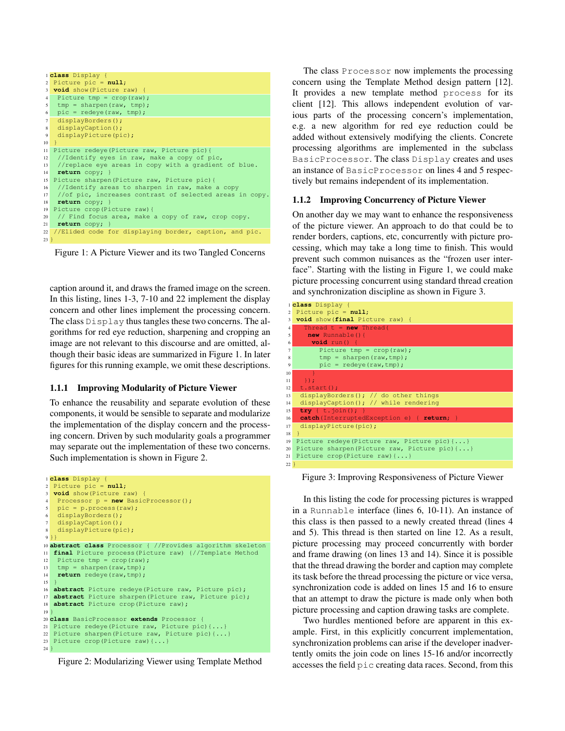```
1  class Display {
2   Picture pic = null;
3   void show(Picture raw) {
4    Picture tmp = crop(raw);
5    tmp = sharpen(raw, tmp);
6    pic = redeye(raw, tmp);
7    displayBorders();
8    displayCaption();
9    displayPicture(pic);
10  }
11  Picture redeye(Picture raw, Picture pic){
12   //Identify eyes in raw, make a copy of pic,
13   //replace eye areas in copy with a gradient of blue.
14   return copy; }
15  Picture sharpen(Picture raw, Picture pic){
16   //Identify areas to sharpen in raw, make a copy
17   //of pic, increases contrast of selected areas in copy.
18   return copy; }
19  Picture crop(Picture raw){
20   // Find focus area, make a copy of raw, crop copy.
21   return copy; }
22  //Elided code for displaying border, caption, and pic.
23 }
```

Figure 1: A Picture Viewer and its two Tangled Concerns

caption around it, and draws the framed image on the screen. In this listing, lines 1-3, 7-10 and 22 implement the display concern and other lines implement the processing concern. The class `Display` thus tangles these two concerns. The algorithms for red eye reduction, sharpening and cropping an image are not relevant to this discourse and are omitted, although their basic ideas are summarized in Figure 1. In later figures for this running example, we omit these descriptions.

### 1.1.1 Improving Modularity of Picture Viewer

To enhance the reusability and separate evolution of these components, it would be sensible to separate and modularize the implementation of the display concern and the processing concern. Driven by such modularity goals a programmer may separate out the implementation of these two concerns. Such implementation is shown in Figure 2.

```
1  class Display {
2   Picture pic = null;
3   void show(Picture raw) {
4    Processor p = new BasicProcessor();
5    pic = p.process(raw);
6    displayBorders();
7    displayCaption();
8    displayPicture(pic);
9  }}
10 abstract class Processor { //Provides algorithm skeleton
11  final Picture process(Picture raw) {//Template Method
12   Picture tmp = crop(raw);
13   tmp = sharpen(raw,tmp);
14   return redeye(raw,tmp);
15  }
16  abstract Picture redeye(Picture raw, Picture pic);
17  abstract Picture sharpen(Picture raw, Picture pic);
18  abstract Picture crop(Picture raw);
19 }
20 class BasicProcessor extends Processor {
21  Picture redeye(Picture raw, Picture pic){...}
22  Picture sharpen(Picture raw, Picture pic){...}
23  Picture crop(Picture raw){...}
24 }
```

Figure 2: Modularizing Viewer using Template Method

The class `Processor` now implements the processing concern using the Template Method design pattern [12]. It provides a new template method `process` for its client [12]. This allows independent evolution of various parts of the processing concern's implementation, e.g. a new algorithm for red eye reduction could be added without extensively modifying the clients. Concrete processing algorithms are implemented in the subclass `BasicProcessor`. The class `Display` creates and uses an instance of `BasicProcessor` on lines 4 and 5 respectively but remains independent of its implementation.

### 1.1.2 Improving Concurrency of Picture Viewer

On another day we may want to enhance the responsiveness of the picture viewer. An approach to do that could be to render borders, captions, etc, concurrently with picture processing, which may take a long time to finish. This would prevent such common nuisances as the "frozen user interface". Starting with the listing in Figure 1, we could make picture processing concurrent using standard thread creation and synchronization discipline as shown in Figure 3.

```
1  class Display {
2   Picture pic = null;
3   void show(final Picture raw) {
4     Thread t = new Thread(
5      new Runnable(){
6       void run() {
7         Picture tmp = crop(raw);
8         tmp = sharpen(raw,tmp);
9         pic = redeye(raw,tmp);
10      }
11    });
12   t.start();
13   displayBorders(); // do other things
14   displayCaption(); // while rendering
15   try { t.join(); }
16   catch(InterruptedException e) { return; }
17   displayPicture(pic);
18  }
19  Picture redeye(Picture raw, Picture pic){...}
20  Picture sharpen(Picture raw, Picture pic){...}
21  Picture crop(Picture raw){...}
22 }
```

Figure 3: Improving Responsiveness of Picture Viewer

In this listing the code for processing pictures is wrapped in a `Runnable` interface (lines 6, 10-11). An instance of this class is then passed to a newly created thread (lines 4 and 5). This thread is then started on line 12. As a result, picture processing may proceed concurrently with border and frame drawing (on lines 13 and 14). Since it is possible that the thread drawing the border and caption may complete its task before the thread processing the picture or vice versa, synchronization code is added on lines 15 and 16 to ensure that an attempt to draw the picture is made only when both picture processing and caption drawing tasks are complete.

Two hurdles mentioned before are apparent in this example. First, in this explicitly concurrent implementation, synchronization problems can arise if the developer inadvertently omits the join code on lines 15-16 and/or incorrectly accesses the field `pic` creating data races. Second, from this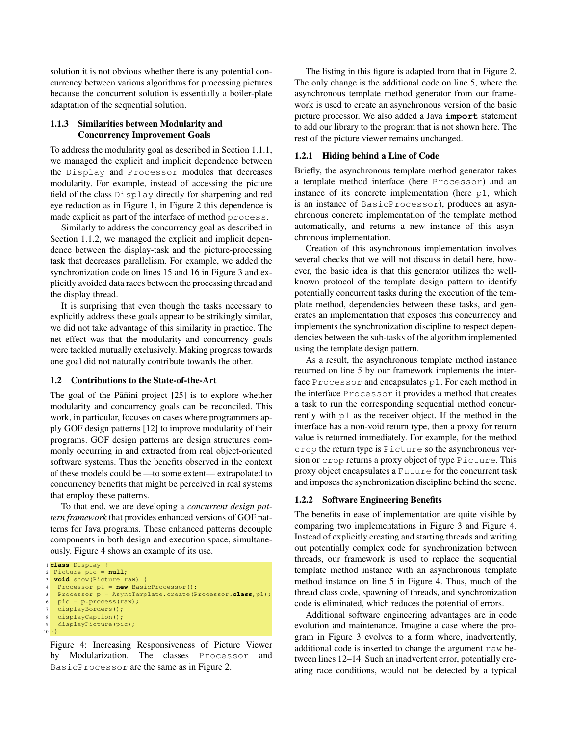solution it is not obvious whether there is any potential concurrency between various algorithms for processing pictures because the concurrent solution is essentially a boiler-plate adaptation of the sequential solution.

### 1.1.3 Similarities between Modularity and Concurrency Improvement Goals

To address the modularity goal as described in Section 1.1.1, we managed the explicit and implicit dependence between the `Display` and `Processor` modules that decreases modularity. For example, instead of accessing the picture field of the class `Display` directly for sharpening and red eye reduction as in Figure 1, in Figure 2 this dependence is made explicit as part of the interface of method `process`.

Similarly to address the concurrency goal as described in Section 1.1.2, we managed the explicit and implicit dependence between the display-task and the picture-processing task that decreases parallelism. For example, we added the synchronization code on lines 15 and 16 in Figure 3 and explicitly avoided data races between the processing thread and the display thread.

It is surprising that even though the tasks necessary to explicitly address these goals appear to be strikingly similar, we did not take advantage of this similarity in practice. The net effect was that the modularity and concurrency goals were tackled mutually exclusively. Making progress towards one goal did not naturally contribute towards the other.

## 1.2 Contributions to the State-of-the-Art

The goal of the Pāñini project [25] is to explore whether modularity and concurrency goals can be reconciled. This work, in particular, focuses on cases where programmers apply GOF design patterns [12] to improve modularity of their programs. GOF design patterns are design structures commonly occurring in and extracted from real object-oriented software systems. Thus the benefits observed in the context of these models could be —to some extent— extrapolated to concurrency benefits that might be perceived in real systems that employ these patterns.

To that end, we are developing a *concurrent design pattern framework* that provides enhanced versions of GOF patterns for Java programs. These enhanced patterns decouple components in both design and execution space, simultaneously. Figure 4 shows an example of its use.

```
1  class Display {
2   Picture pic = null;
3   void show(Picture raw) {
4    Processor p1 = new BasicProcessor();
5    Processor p = AsyncTemplate.create(Processor.class,p1);
6    pic = p.process(raw);
7    displayBorders();
8    displayCaption();
9    displayPicture(pic);
10 }}
```

Figure 4: Increasing Responsiveness of Picture Viewer by Modularization. The classes `Processor` and `BasicProcessor` are the same as in Figure 2.

The listing in this figure is adapted from that in Figure 2. The only change is the additional code on line 5, where the asynchronous template method generator from our framework is used to create an asynchronous version of the basic picture processor. We also added a Java **`import`** statement to add our library to the program that is not shown here. The rest of the picture viewer remains unchanged.

### 1.2.1 Hiding behind a Line of Code

Briefly, the asynchronous template method generator takes a template method interface (here `Processor`) and an instance of its concrete implementation (here `p1`, which is an instance of `BasicProcessor`), produces an asynchronous concrete implementation of the template method automatically, and returns a new instance of this asynchronous implementation.

Creation of this asynchronous implementation involves several checks that we will not discuss in detail here, however, the basic idea is that this generator utilizes the well-known protocol of the template design pattern to identify potentially concurrent tasks during the execution of the template method, dependencies between these tasks, and generates an implementation that exposes this concurrency and implements the synchronization discipline to respect dependencies between the sub-tasks of the algorithm implemented using the template design pattern.

As a result, the asynchronous template method instance returned on line 5 by our framework implements the interface `Processor` and encapsulates `p1`. For each method in the interface `Processor` it provides a method that creates a task to run the corresponding sequential method concurrently with `p1` as the receiver object. If the method in the interface has a non-void return type, then a proxy for return value is returned immediately. For example, for the method `crop` the return type is `Picture` so the asynchronous version or `crop` returns a proxy object of type `Picture`. This proxy object encapsulates a `Future` for the concurrent task and imposes the synchronization discipline behind the scene.

### 1.2.2 Software Engineering Benefits

The benefits in ease of implementation are quite visible by comparing two implementations in Figure 3 and Figure 4. Instead of explicitly creating and starting threads and writing out potentially complex code for synchronization between threads, our framework is used to replace the sequential template method instance with an asynchronous template method instance on line 5 in Figure 4. Thus, much of the thread class code, spawning of threads, and synchronization code is eliminated, which reduces the potential of errors.

Additional software engineering advantages are in code evolution and maintenance. Imagine a case where the program in Figure 3 evolves to a form where, inadvertently, additional code is inserted to change the argument `raw` between lines 12–14. Such an inadvertent error, potentially creating race conditions, would not be detected by a typical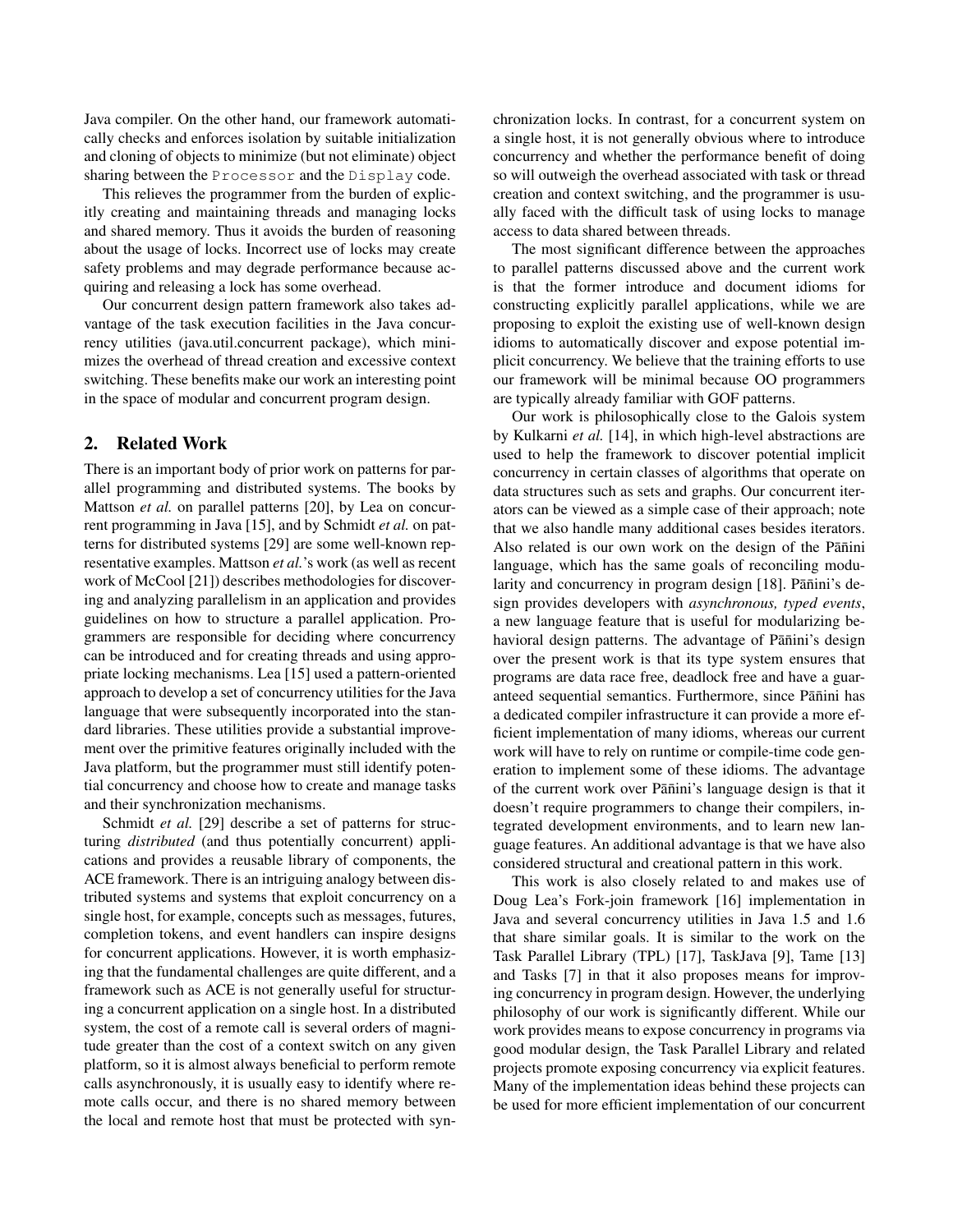Java compiler. On the other hand, our framework automatically checks and enforces isolation by suitable initialization and cloning of objects to minimize (but not eliminate) object sharing between the `Processor` and the `Display` code.

This relieves the programmer from the burden of explicitly creating and maintaining threads and managing locks and shared memory. Thus it avoids the burden of reasoning about the usage of locks. Incorrect use of locks may create safety problems and may degrade performance because acquiring and releasing a lock has some overhead.

Our concurrent design pattern framework also takes advantage of the task execution facilities in the Java concurrency utilities (java.util.concurrent package), which minimizes the overhead of thread creation and excessive context switching. These benefits make our work an interesting point in the space of modular and concurrent program design.

## 2. Related Work

There is an important body of prior work on patterns for parallel programming and distributed systems. The books by Mattson *et al.* on parallel patterns [20], by Lea on concurrent programming in Java [15], and by Schmidt *et al.* on patterns for distributed systems [29] are some well-known representative examples. Mattson *et al.*'s work (as well as recent work of McCool [21]) describes methodologies for discovering and analyzing parallelism in an application and provides guidelines on how to structure a parallel application. Programmers are responsible for deciding where concurrency can be introduced and for creating threads and using appropriate locking mechanisms. Lea [15] used a pattern-oriented approach to develop a set of concurrency utilities for the Java language that were subsequently incorporated into the standard libraries. These utilities provide a substantial improvement over the primitive features originally included with the Java platform, but the programmer must still identify potential concurrency and choose how to create and manage tasks and their synchronization mechanisms.

Schmidt *et al.* [29] describe a set of patterns for structuring *distributed* (and thus potentially concurrent) applications and provides a reusable library of components, the ACE framework. There is an intriguing analogy between distributed systems and systems that exploit concurrency on a single host, for example, concepts such as messages, futures, completion tokens, and event handlers can inspire designs for concurrent applications. However, it is worth emphasizing that the fundamental challenges are quite different, and a framework such as ACE is not generally useful for structuring a concurrent application on a single host. In a distributed system, the cost of a remote call is several orders of magnitude greater than the cost of a context switch on any given platform, so it is almost always beneficial to perform remote calls asynchronously, it is usually easy to identify where remote calls occur, and there is no shared memory between the local and remote host that must be protected with synchronization locks. In contrast, for a concurrent system on a single host, it is not generally obvious where to introduce concurrency and whether the performance benefit of doing so will outweigh the overhead associated with task or thread creation and context switching, and the programmer is usually faced with the difficult task of using locks to manage access to data shared between threads.

The most significant difference between the approaches to parallel patterns discussed above and the current work is that the former introduce and document idioms for constructing explicitly parallel applications, while we are proposing to exploit the existing use of well-known design idioms to automatically discover and expose potential implicit concurrency. We believe that the training efforts to use our framework will be minimal because OO programmers are typically already familiar with GOF patterns.

Our work is philosophically close to the Galois system by Kulkarni *et al.* [14], in which high-level abstractions are used to help the framework to discover potential implicit concurrency in certain classes of algorithms that operate on data structures such as sets and graphs. Our concurrent iterators can be viewed as a simple case of their approach; note that we also handle many additional cases besides iterators. Also related is our own work on the design of the Pāñini language, which has the same goals of reconciling modularity and concurrency in program design [18]. Pāñini's design provides developers with *asynchronous, typed events*, a new language feature that is useful for modularizing behavioral design patterns. The advantage of Pāñini's design over the present work is that its type system ensures that programs are data race free, deadlock free and have a guaranteed sequential semantics. Furthermore, since Pāñini has a dedicated compiler infrastructure it can provide a more efficient implementation of many idioms, whereas our current work will have to rely on runtime or compile-time code generation to implement some of these idioms. The advantage of the current work over Pāñini's language design is that it doesn't require programmers to change their compilers, integrated development environments, and to learn new language features. An additional advantage is that we have also considered structural and creational pattern in this work.

This work is also closely related to and makes use of Doug Lea's Fork-join framework [16] implementation in Java and several concurrency utilities in Java 1.5 and 1.6 that share similar goals. It is similar to the work on the Task Parallel Library (TPL) [17], TaskJava [9], Tame [13] and Tasks [7] in that it also proposes means for improving concurrency in program design. However, the underlying philosophy of our work is significantly different. While our work provides means to expose concurrency in programs via good modular design, the Task Parallel Library and related projects promote exposing concurrency via explicit features. Many of the implementation ideas behind these projects can be used for more efficient implementation of our concurrent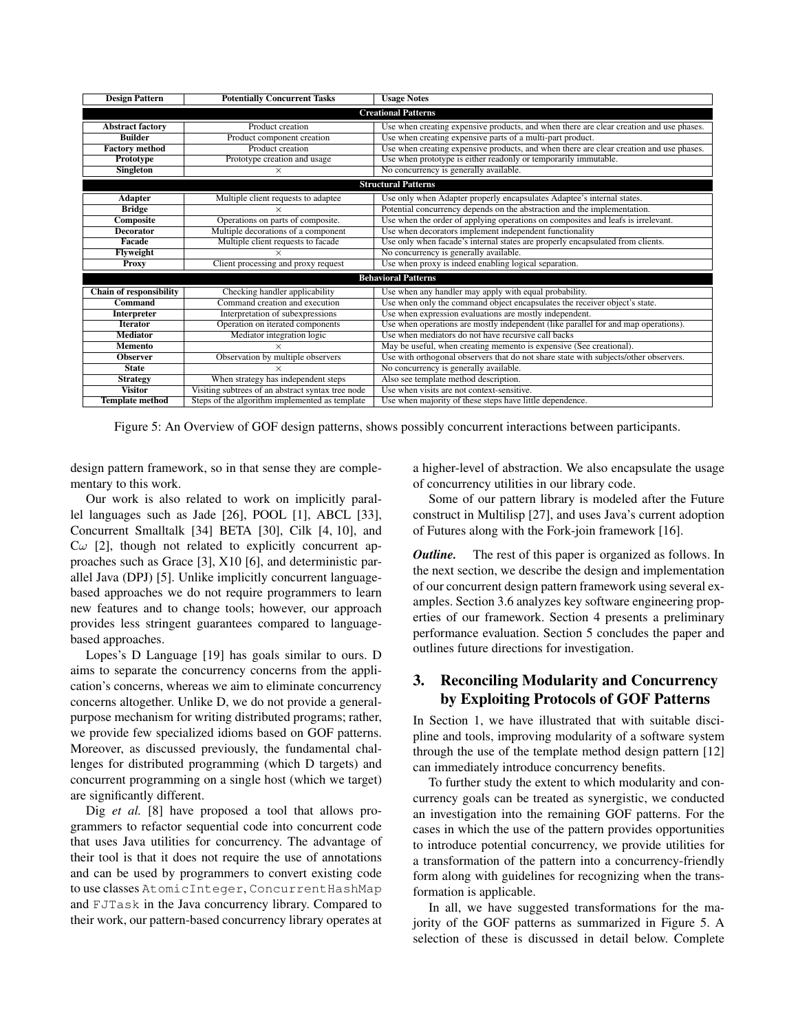| Design Pattern | Potentially Concurrent Tasks | Usage Notes |
|---|---|---|
| **Creational Patterns** | | |
| **Abstract factory** | Product creation | Use when creating expensive products, and when there are clear creation and use phases. |
| **Builder** | Product component creation | Use when creating expensive parts of a multi-part product. |
| **Factory method** | Product creation | Use when creating expensive products, and when there are clear creation and use phases. |
| **Prototype** | Prototype creation and usage | Use when prototype is either readonly or temporarily immutable. |
| **Singleton** | × | No concurrency is generally available. |
| **Structural Patterns** | | |
| **Adapter** | Multiple client requests to adaptee | Use only when Adapter properly encapsulates Adaptee's internal states. |
| **Bridge** | × | Potential concurrency depends on the abstraction and the implementation. |
| **Composite** | Operations on parts of composite. | Use when the order of applying operations on composites and leafs is irrelevant. |
| **Decorator** | Multiple decorations of a component | Use when decorators implement independent functionality |
| **Facade** | Multiple client requests to facade | Use only when facade's internal states are properly encapsulated from clients. |
| **Flyweight** | × | No concurrency is generally available. |
| **Proxy** | Client processing and proxy request | Use when proxy is indeed enabling logical separation. |
| **Behavioral Patterns** | | |
| **Chain of responsibility** | Checking handler applicability | Use when any handler may apply with equal probability. |
| **Command** | Command creation and execution | Use when only the command object encapsulates the receiver object's state. |
| **Interpreter** | Interpretation of subexpressions | Use when expression evaluations are mostly independent. |
| **Iterator** | Operation on iterated components | Use when operations are mostly independent (like parallel for and map operations). |
| **Mediator** | Mediator integration logic | Use when mediators do not have recursive call backs |
| **Memento** | × | May be useful, when creating memento is expensive (See creational). |
| **Observer** | Observation by multiple observers | Use with orthogonal observers that do not share state with subjects/other observers. |
| **State** | × | No concurrency is generally available. |
| **Strategy** | When strategy has independent steps | Also see template method description. |
| **Visitor** | Visiting subtrees of an abstract syntax tree node | Use when visits are not context-sensitive. |
| **Template method** | Steps of the algorithm implemented as template | Use when majority of these steps have little dependence. |

Figure 5: An Overview of GOF design patterns, shows possibly concurrent interactions between participants.

design pattern framework, so in that sense they are complementary to this work.

Our work is also related to work on implicitly parallel languages such as Jade [26], POOL [1], ABCL [33], Concurrent Smalltalk [34] BETA [30], Cilk [4, 10], and C$\omega$ [2], though not related to explicitly concurrent approaches such as Grace [3], X10 [6], and deterministic parallel Java (DPJ) [5]. Unlike implicitly concurrent language-based approaches we do not require programmers to learn new features and to change tools; however, our approach provides less stringent guarantees compared to language-based approaches.

Lopes's D Language [19] has goals similar to ours. D aims to separate the concurrency concerns from the application's concerns, whereas we aim to eliminate concurrency concerns altogether. Unlike D, we do not provide a general-purpose mechanism for writing distributed programs; rather, we provide few specialized idioms based on GOF patterns. Moreover, as discussed previously, the fundamental challenges for distributed programming (which D targets) and concurrent programming on a single host (which we target) are significantly different.

Dig *et al.* [8] have proposed a tool that allows programmers to refactor sequential code into concurrent code that uses Java utilities for concurrency. The advantage of their tool is that it does not require the use of annotations and can be used by programmers to convert existing code to use classes `AtomicInteger`, `ConcurrentHashMap` and `FJTask` in the Java concurrency library. Compared to their work, our pattern-based concurrency library operates at a higher-level of abstraction. We also encapsulate the usage of concurrency utilities in our library code.

Some of our pattern library is modeled after the Future construct in Multilisp [27], and uses Java's current adoption of Futures along with the Fork-join framework [16].

***Outline.*** The rest of this paper is organized as follows. In the next section, we describe the design and implementation of our concurrent design pattern framework using several examples. Section 3.6 analyzes key software engineering properties of our framework. Section 4 presents a preliminary performance evaluation. Section 5 concludes the paper and outlines future directions for investigation.

## 3. Reconciling Modularity and Concurrency by Exploiting Protocols of GOF Patterns

In Section 1, we have illustrated that with suitable discipline and tools, improving modularity of a software system through the use of the template method design pattern [12] can immediately introduce concurrency benefits.

To further study the extent to which modularity and concurrency goals can be treated as synergistic, we conducted an investigation into the remaining GOF patterns. For the cases in which the use of the pattern provides opportunities to introduce potential concurrency, we provide utilities for a transformation of the pattern into a concurrency-friendly form along with guidelines for recognizing when the transformation is applicable.

In all, we have suggested transformations for the majority of the GOF patterns as summarized in Figure 5. A selection of these is discussed in detail below. Complete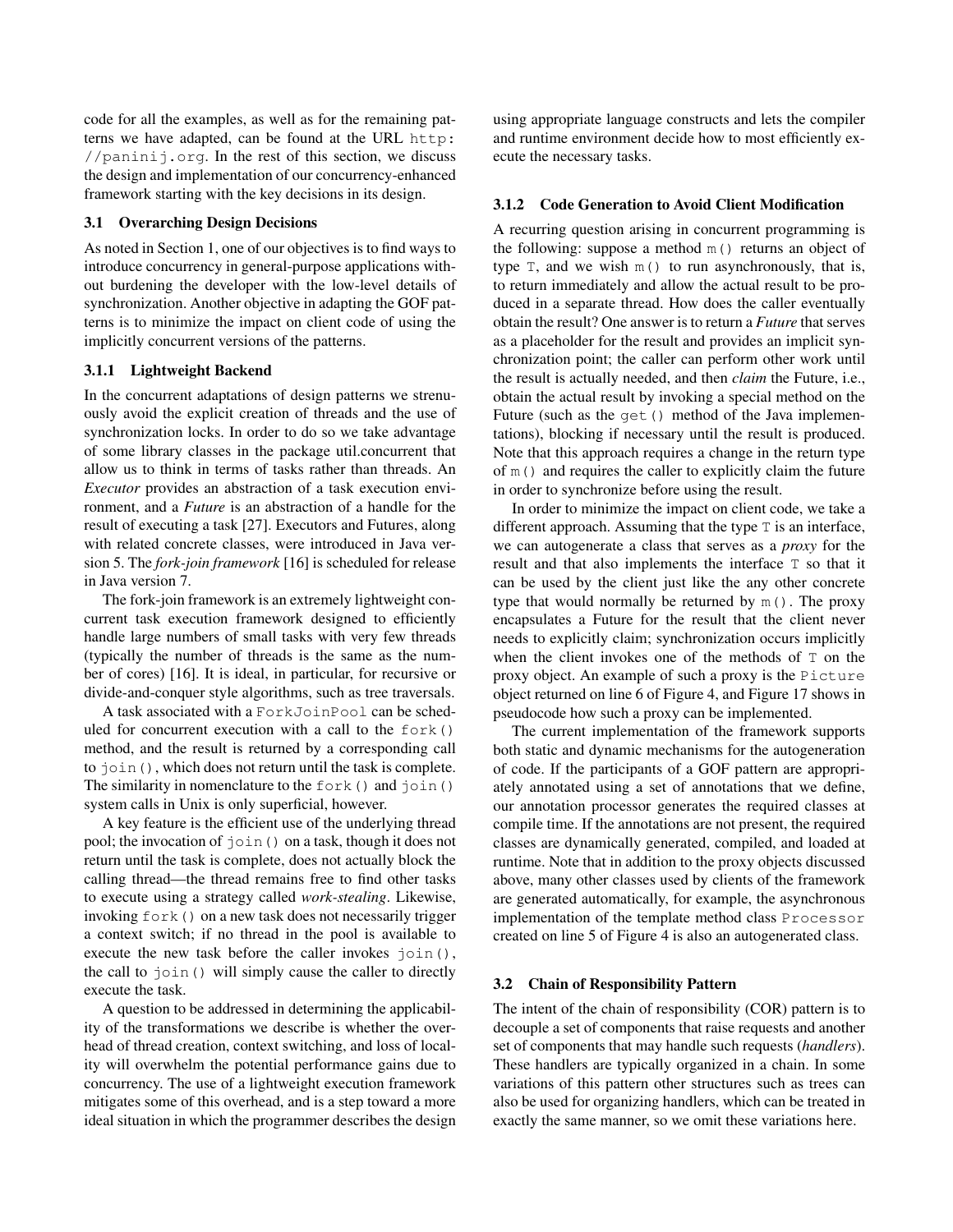code for all the examples, as well as for the remaining patterns we have adapted, can be found at the URL `http://paninij.org`. In the rest of this section, we discuss the design and implementation of our concurrency-enhanced framework starting with the key decisions in its design.

## 3.1 Overarching Design Decisions

As noted in Section 1, one of our objectives is to find ways to introduce concurrency in general-purpose applications without burdening the developer with the low-level details of synchronization. Another objective in adapting the GOF patterns is to minimize the impact on client code of using the implicitly concurrent versions of the patterns.

### 3.1.1 Lightweight Backend

In the concurrent adaptations of design patterns we strenuously avoid the explicit creation of threads and the use of synchronization locks. In order to do so we take advantage of some library classes in the package util.concurrent that allow us to think in terms of tasks rather than threads. An *Executor* provides an abstraction of a task execution environment, and a *Future* is an abstraction of a handle for the result of executing a task [27]. Executors and Futures, along with related concrete classes, were introduced in Java version 5. The *fork-join framework* [16] is scheduled for release in Java version 7.

The fork-join framework is an extremely lightweight concurrent task execution framework designed to efficiently handle large numbers of small tasks with very few threads (typically the number of threads is the same as the number of cores) [16]. It is ideal, in particular, for recursive or divide-and-conquer style algorithms, such as tree traversals.

A task associated with a `ForkJoinPool` can be scheduled for concurrent execution with a call to the `fork()` method, and the result is returned by a corresponding call to `join()`, which does not return until the task is complete. The similarity in nomenclature to the `fork()` and `join()` system calls in Unix is only superficial, however.

A key feature is the efficient use of the underlying thread pool; the invocation of `join()` on a task, though it does not return until the task is complete, does not actually block the calling thread—the thread remains free to find other tasks to execute using a strategy called *work-stealing*. Likewise, invoking `fork()` on a new task does not necessarily trigger a context switch; if no thread in the pool is available to execute the new task before the caller invokes `join()`, the call to `join()` will simply cause the caller to directly execute the task.

A question to be addressed in determining the applicability of the transformations we describe is whether the overhead of thread creation, context switching, and loss of locality will overwhelm the potential performance gains due to concurrency. The use of a lightweight execution framework mitigates some of this overhead, and is a step toward a more ideal situation in which the programmer describes the design using appropriate language constructs and lets the compiler and runtime environment decide how to most efficiently execute the necessary tasks.

### 3.1.2 Code Generation to Avoid Client Modification

A recurring question arising in concurrent programming is the following: suppose a method `m()` returns an object of type `T`, and we wish `m()` to run asynchronously, that is, to return immediately and allow the actual result to be produced in a separate thread. How does the caller eventually obtain the result? One answer is to return a *Future* that serves as a placeholder for the result and provides an implicit synchronization point; the caller can perform other work until the result is actually needed, and then *claim* the Future, i.e., obtain the actual result by invoking a special method on the Future (such as the `get()` method of the Java implementations), blocking if necessary until the result is produced. Note that this approach requires a change in the return type of `m()` and requires the caller to explicitly claim the future in order to synchronize before using the result.

In order to minimize the impact on client code, we take a different approach. Assuming that the type `T` is an interface, we can autogenerate a class that serves as a *proxy* for the result and that also implements the interface `T` so that it can be used by the client just like the any other concrete type that would normally be returned by `m()`. The proxy encapsulates a Future for the result that the client never needs to explicitly claim; synchronization occurs implicitly when the client invokes one of the methods of `T` on the proxy object. An example of such a proxy is the `Picture` object returned on line 6 of Figure 4, and Figure 17 shows in pseudocode how such a proxy can be implemented.

The current implementation of the framework supports both static and dynamic mechanisms for the autogeneration of code. If the participants of a GOF pattern are appropriately annotated using a set of annotations that we define, our annotation processor generates the required classes at compile time. If the annotations are not present, the required classes are dynamically generated, compiled, and loaded at runtime. Note that in addition to the proxy objects discussed above, many other classes used by clients of the framework are generated automatically, for example, the asynchronous implementation of the template method class `Processor` created on line 5 of Figure 4 is also an autogenerated class.

## 3.2 Chain of Responsibility Pattern

The intent of the chain of responsibility (COR) pattern is to decouple a set of components that raise requests and another set of components that may handle such requests (*handlers*). These handlers are typically organized in a chain. In some variations of this pattern other structures such as trees can also be used for organizing handlers, which can be treated in exactly the same manner, so we omit these variations here.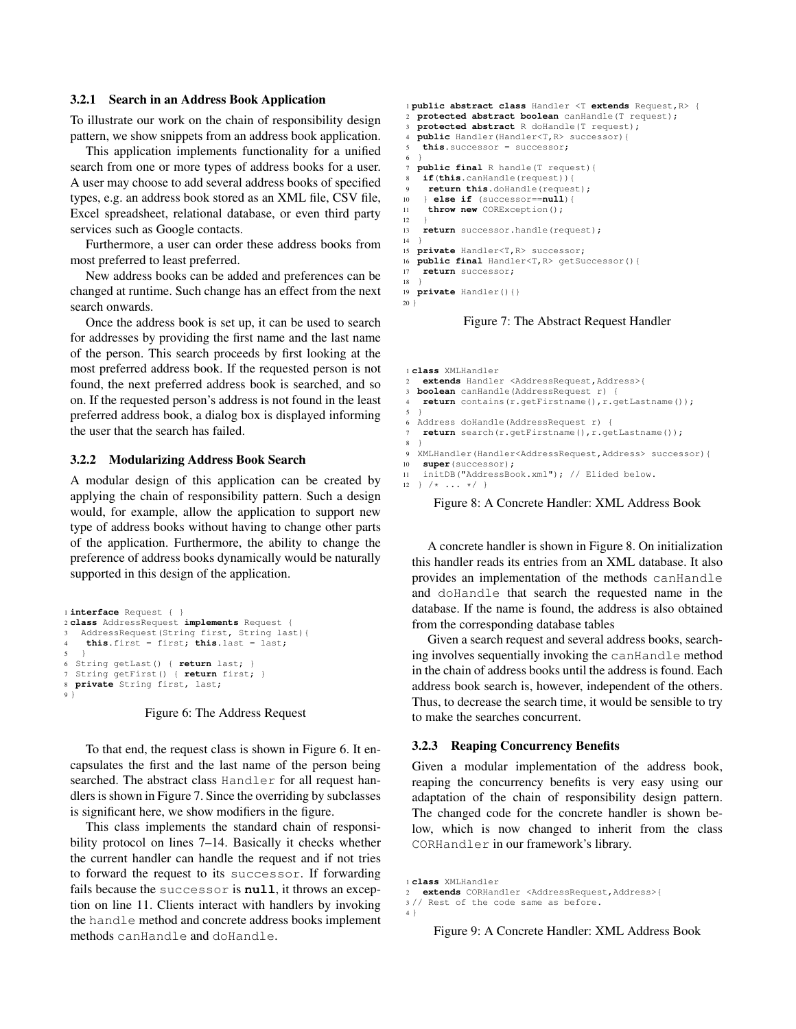### 3.2.1 Search in an Address Book Application

To illustrate our work on the chain of responsibility design pattern, we show snippets from an address book application.

This application implements functionality for a unified search from one or more types of address books for a user. A user may choose to add several address books of specified types, e.g. an address book stored as an XML file, CSV file, Excel spreadsheet, relational database, or even third party services such as Google contacts.

Furthermore, a user can order these address books from most preferred to least preferred.

New address books can be added and preferences can be changed at runtime. Such change has an effect from the next search onwards.

Once the address book is set up, it can be used to search for addresses by providing the first name and the last name of the person. This search proceeds by first looking at the most preferred address book. If the requested person is not found, the next preferred address book is searched, and so on. If the requested person's address is not found in the least preferred address book, a dialog box is displayed informing the user that the search has failed.

### 3.2.2 Modularizing Address Book Search

A modular design of this application can be created by applying the chain of responsibility pattern. Such a design would, for example, allow the application to support new type of address books without having to change other parts of the application. Furthermore, the ability to change the preference of address books dynamically would be naturally supported in this design of the application.

```
1 interface Request { }
2 class AddressRequest implements Request {
3   AddressRequest(String first, String last){
4    this.first = first; this.last = last;
5   }
6  String getLast() { return last; }
7  String getFirst() { return first; }
8  private String first, last;
9 }
```

Figure 6: The Address Request

To that end, the request class is shown in Figure 6. It encapsulates the first and the last name of the person being searched. The abstract class `Handler` for all request handlers is shown in Figure 7. Since the overriding by subclasses is significant here, we show modifiers in the figure.

This class implements the standard chain of responsibility protocol on lines 7–14. Basically it checks whether the current handler can handle the request and if not tries to forward the request to its `successor`. If forwarding fails because the `successor` is **`null`**, it throws an exception on line 11. Clients interact with handlers by invoking the `handle` method and concrete address books implement methods `canHandle` and `doHandle`.

```
1 public abstract class Handler <T extends Request,R> {
2  protected abstract boolean canHandle(T request);
3  protected abstract R doHandle(T request);
4  public Handler(Handler<T,R> successor){
5   this.successor = successor;
6  }
7  public final R handle(T request){
8   if(this.canHandle(request)){
9    return this.doHandle(request);
10   } else if (successor==null){
11    throw new CORException();
12   }
13   return successor.handle(request);
14  }
15  private Handler<T,R> successor;
16  public final Handler<T,R> getSuccessor(){
17   return successor;
18  }
19  private Handler(){}
20 }
```

Figure 7: The Abstract Request Handler

```
1 class XMLHandler
2   extends Handler <AddressRequest,Address>{
3  boolean canHandle(AddressRequest r) {
4   return contains(r.getFirstname(),r.getLastname());
5  }
6  Address doHandle(AddressRequest r) {
7   return search(r.getFirstname(),r.getLastname());
8  }
9  XMLHandler(Handler<AddressRequest,Address> successor){
10  super(successor);
11  initDB("AddressBook.xml"); // Elided below.
12 } /* ... */ }
```

Figure 8: A Concrete Handler: XML Address Book

A concrete handler is shown in Figure 8. On initialization this handler reads its entries from an XML database. It also provides an implementation of the methods `canHandle` and `doHandle` that search the requested name in the database. If the name is found, the address is also obtained from the corresponding database tables

Given a search request and several address books, searching involves sequentially invoking the `canHandle` method in the chain of address books until the address is found. Each address book search is, however, independent of the others. Thus, to decrease the search time, it would be sensible to try to make the searches concurrent.

### 3.2.3 Reaping Concurrency Benefits

Given a modular implementation of the address book, reaping the concurrency benefits is very easy using our adaptation of the chain of responsibility design pattern. The changed code for the concrete handler is shown below, which is now changed to inherit from the class `CORHandler` in our framework's library.

```
1 class XMLHandler
2   extends CORHandler <AddressRequest,Address>{
3 // Rest of the code same as before.
4 }
```

Figure 9: A Concrete Handler: XML Address Book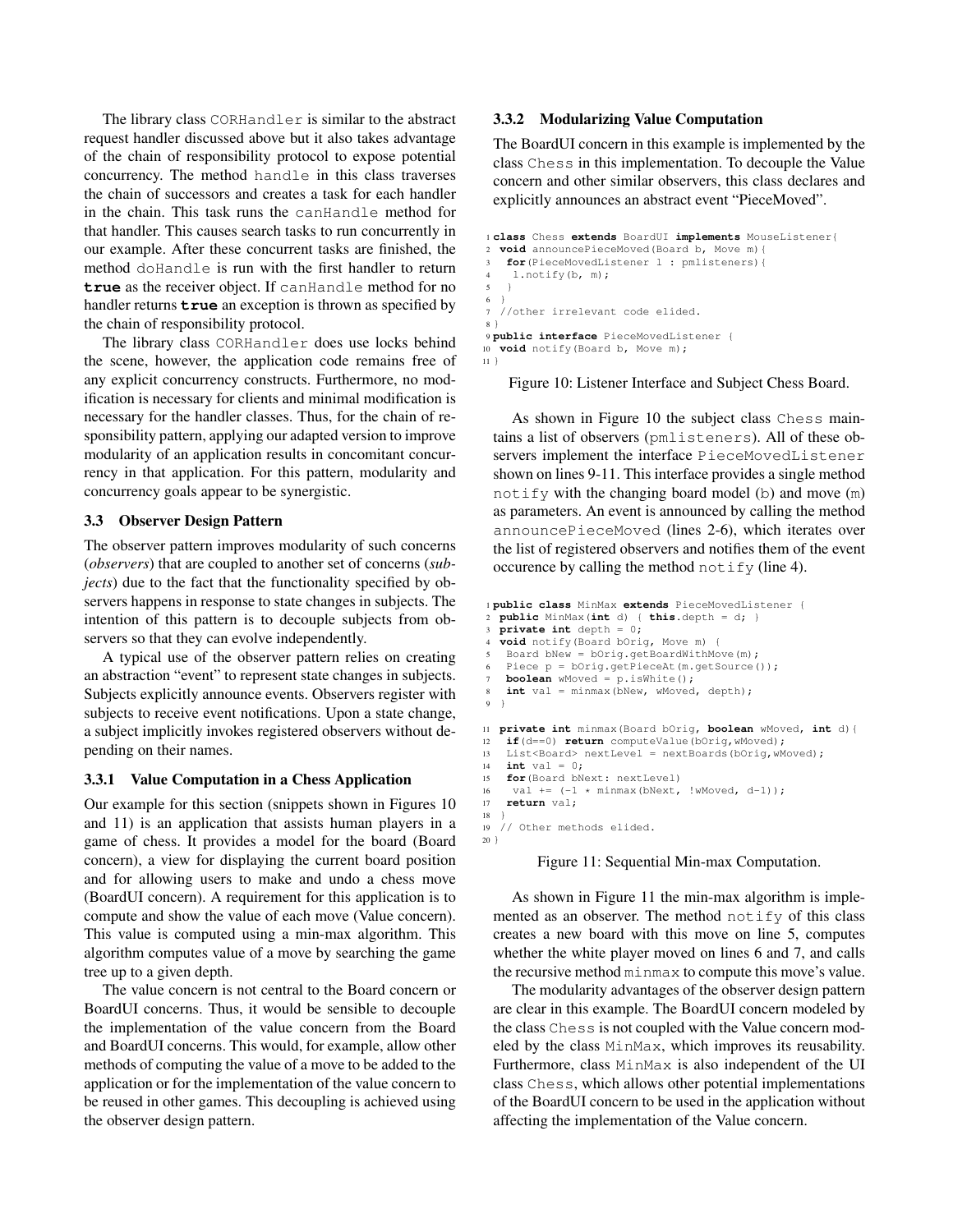The library class `CORHandler` is similar to the abstract request handler discussed above but it also takes advantage of the chain of responsibility protocol to expose potential concurrency. The method `handle` in this class traverses the chain of successors and creates a task for each handler in the chain. This task runs the `canHandle` method for that handler. This causes search tasks to run concurrently in our example. After these concurrent tasks are finished, the method `doHandle` is run with the first handler to return **`true`** as the receiver object. If `canHandle` method for no handler returns **`true`** an exception is thrown as specified by the chain of responsibility protocol.

The library class `CORHandler` does use locks behind the scene, however, the application code remains free of any explicit concurrency constructs. Furthermore, no modification is necessary for clients and minimal modification is necessary for the handler classes. Thus, for the chain of responsibility pattern, applying our adapted version to improve modularity of an application results in concomitant concurrency in that application. For this pattern, modularity and concurrency goals appear to be synergistic.

### 3.3 Observer Design Pattern

The observer pattern improves modularity of such concerns (*observers*) that are coupled to another set of concerns (*subjects*) due to the fact that the functionality specified by observers happens in response to state changes in subjects. The intention of this pattern is to decouple subjects from observers so that they can evolve independently.

A typical use of the observer pattern relies on creating an abstraction "event" to represent state changes in subjects. Subjects explicitly announce events. Observers register with subjects to receive event notifications. Upon a state change, a subject implicitly invokes registered observers without depending on their names.

#### 3.3.1 Value Computation in a Chess Application

Our example for this section (snippets shown in Figures 10 and 11) is an application that assists human players in a game of chess. It provides a model for the board (Board concern), a view for displaying the current board position and for allowing users to make and undo a chess move (BoardUI concern). A requirement for this application is to compute and show the value of each move (Value concern). This value is computed using a min-max algorithm. This algorithm computes value of a move by searching the game tree up to a given depth.

The value concern is not central to the Board concern or BoardUI concerns. Thus, it would be sensible to decouple the implementation of the value concern from the Board and BoardUI concerns. This would, for example, allow other methods of computing the value of a move to be added to the application or for the implementation of the value concern to be reused in other games. This decoupling is achieved using the observer design pattern.

#### 3.3.2 Modularizing Value Computation

The BoardUI concern in this example is implemented by the class `Chess` in this implementation. To decouple the Value concern and other similar observers, this class declares and explicitly announces an abstract event "PieceMoved".

```
1 class Chess extends BoardUI implements MouseListener{
2  void announcePieceMoved(Board b, Move m){
3   for(PieceMovedListener l : pmlisteners){
4    l.notify(b, m);
5   }
6  }
7  //other irrelevant code elided.
8 }
9 public interface PieceMovedListener {
10  void notify(Board b, Move m);
11 }
```

Figure 10: Listener Interface and Subject Chess Board.

As shown in Figure 10 the subject class `Chess` maintains a list of observers (`pmlisteners`). All of these observers implement the interface `PieceMovedListener` shown on lines 9-11. This interface provides a single method `notify` with the changing board model (`b`) and move (`m`) as parameters. An event is announced by calling the method `announcePieceMoved` (lines 2-6), which iterates over the list of registered observers and notifies them of the event occurence by calling the method `notify` (line 4).

```
1 public class MinMax extends PieceMovedListener {
2  public MinMax(int d) { this.depth = d; }
3  private int depth = 0;
4  void notify(Board bOrig, Move m) {
5   Board bNew = bOrig.getBoardWithMove(m);
6   Piece p = bOrig.getPieceAt(m.getSource());
7   boolean wMoved = p.isWhite();
8   int val = minmax(bNew, wMoved, depth);
9  }

11  private int minmax(Board bOrig, boolean wMoved, int d){
12   if(d==0) return computeValue(bOrig,wMoved);
13   List<Board> nextLevel = nextBoards(bOrig,wMoved);
14   int val = 0;
15   for(Board bNext: nextLevel)
16    val += (-1 * minmax(bNext, !wMoved, d-1));
17   return val;
18  }
19  // Other methods elided.
20 }
```

Figure 11: Sequential Min-max Computation.

As shown in Figure 11 the min-max algorithm is implemented as an observer. The method `notify` of this class creates a new board with this move on line 5, computes whether the white player moved on lines 6 and 7, and calls the recursive method `minmax` to compute this move's value.

The modularity advantages of the observer design pattern are clear in this example. The BoardUI concern modeled by the class `Chess` is not coupled with the Value concern modeled by the class `MinMax`, which improves its reusability. Furthermore, class `MinMax` is also independent of the UI class `Chess`, which allows other potential implementations of the BoardUI concern to be used in the application without affecting the implementation of the Value concern.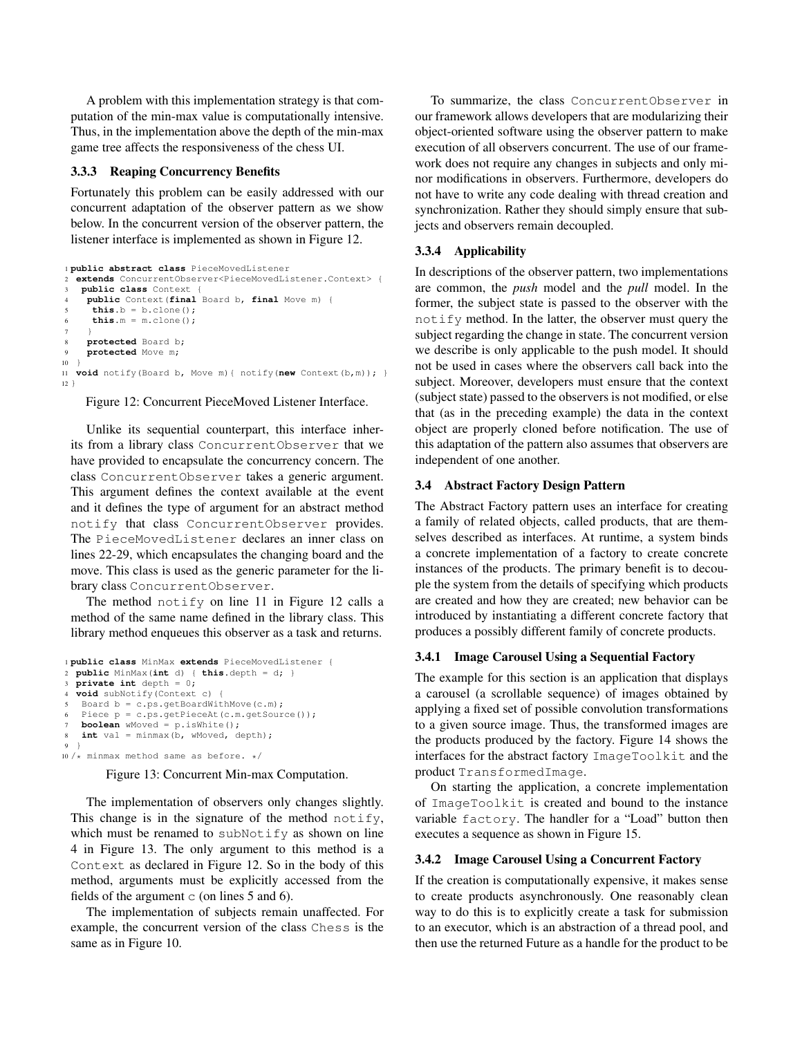A problem with this implementation strategy is that computation of the min-max value is computationally intensive. Thus, in the implementation above the depth of the min-max game tree affects the responsiveness of the chess UI.

#### 3.3.3 Reaping Concurrency Benefits

Fortunately this problem can be easily addressed with our concurrent adaptation of the observer pattern as we show below. In the concurrent version of the observer pattern, the listener interface is implemented as shown in Figure 12.

```
1 public abstract class PieceMovedListener
2  extends ConcurrentObserver<PieceMovedListener.Context> {
3   public class Context {
4    public Context(final Board b, final Move m) {
5     this.b = b.clone();
6     this.m = m.clone();
7    }
8    protected Board b;
9    protected Move m;
10  }
11  void notify(Board b, Move m){ notify(new Context(b,m)); }
12 }
```

Figure 12: Concurrent PieceMoved Listener Interface.

Unlike its sequential counterpart, this interface inherits from a library class ConcurrentObserver that we have provided to encapsulate the concurrency concern. The class ConcurrentObserver takes a generic argument. This argument defines the context available at the event and it defines the type of argument for an abstract method notify that class ConcurrentObserver provides. The PieceMovedListener declares an inner class on lines 22-29, which encapsulates the changing board and the move. This class is used as the generic parameter for the library class ConcurrentObserver.

The method notify on line 11 in Figure 12 calls a method of the same name defined in the library class. This library method enqueues this observer as a task and returns.

```
1 public class MinMax extends PieceMovedListener {
2  public MinMax(int d) { this.depth = d; }
3  private int depth = 0;
4  void subNotify(Context c) {
5   Board b = c.ps.getBoardWithMove(c.m);
6   Piece p = c.ps.getPieceAt(c.m.getSource());
7   boolean wMoved = p.isWhite();
8   int val = minmax(b, wMoved, depth);
9  }
10 /* minmax method same as before. */
```

Figure 13: Concurrent Min-max Computation.

The implementation of observers only changes slightly. This change is in the signature of the method notify, which must be renamed to subNotify as shown on line 4 in Figure 13. The only argument to this method is a Context as declared in Figure 12. So in the body of this method, arguments must be explicitly accessed from the fields of the argument c (on lines 5 and 6).

The implementation of subjects remain unaffected. For example, the concurrent version of the class Chess is the same as in Figure 10.

To summarize, the class ConcurrentObserver in our framework allows developers that are modularizing their object-oriented software using the observer pattern to make execution of all observers concurrent. The use of our framework does not require any changes in subjects and only minor modifications in observers. Furthermore, developers do not have to write any code dealing with thread creation and synchronization. Rather they should simply ensure that subjects and observers remain decoupled.

#### 3.3.4 Applicability

In descriptions of the observer pattern, two implementations are common, the *push* model and the *pull* model. In the former, the subject state is passed to the observer with the notify method. In the latter, the observer must query the subject regarding the change in state. The concurrent version we describe is only applicable to the push model. It should not be used in cases where the observers call back into the subject. Moreover, developers must ensure that the context (subject state) passed to the observers is not modified, or else that (as in the preceding example) the data in the context object are properly cloned before notification. The use of this adaptation of the pattern also assumes that observers are independent of one another.

### 3.4 Abstract Factory Design Pattern

The Abstract Factory pattern uses an interface for creating a family of related objects, called products, that are themselves described as interfaces. At runtime, a system binds a concrete implementation of a factory to create concrete instances of the products. The primary benefit is to decouple the system from the details of specifying which products are created and how they are created; new behavior can be introduced by instantiating a different concrete factory that produces a possibly different family of concrete products.

#### 3.4.1 Image Carousel Using a Sequential Factory

The example for this section is an application that displays a carousel (a scrollable sequence) of images obtained by applying a fixed set of possible convolution transformations to a given source image. Thus, the transformed images are the products produced by the factory. Figure 14 shows the interfaces for the abstract factory ImageToolkit and the product TransformedImage.

On starting the application, a concrete implementation of ImageToolkit is created and bound to the instance variable factory. The handler for a "Load" button then executes a sequence as shown in Figure 15.

#### 3.4.2 Image Carousel Using a Concurrent Factory

If the creation is computationally expensive, it makes sense to create products asynchronously. One reasonably clean way to do this is to explicitly create a task for submission to an executor, which is an abstraction of a thread pool, and then use the returned Future as a handle for the product to be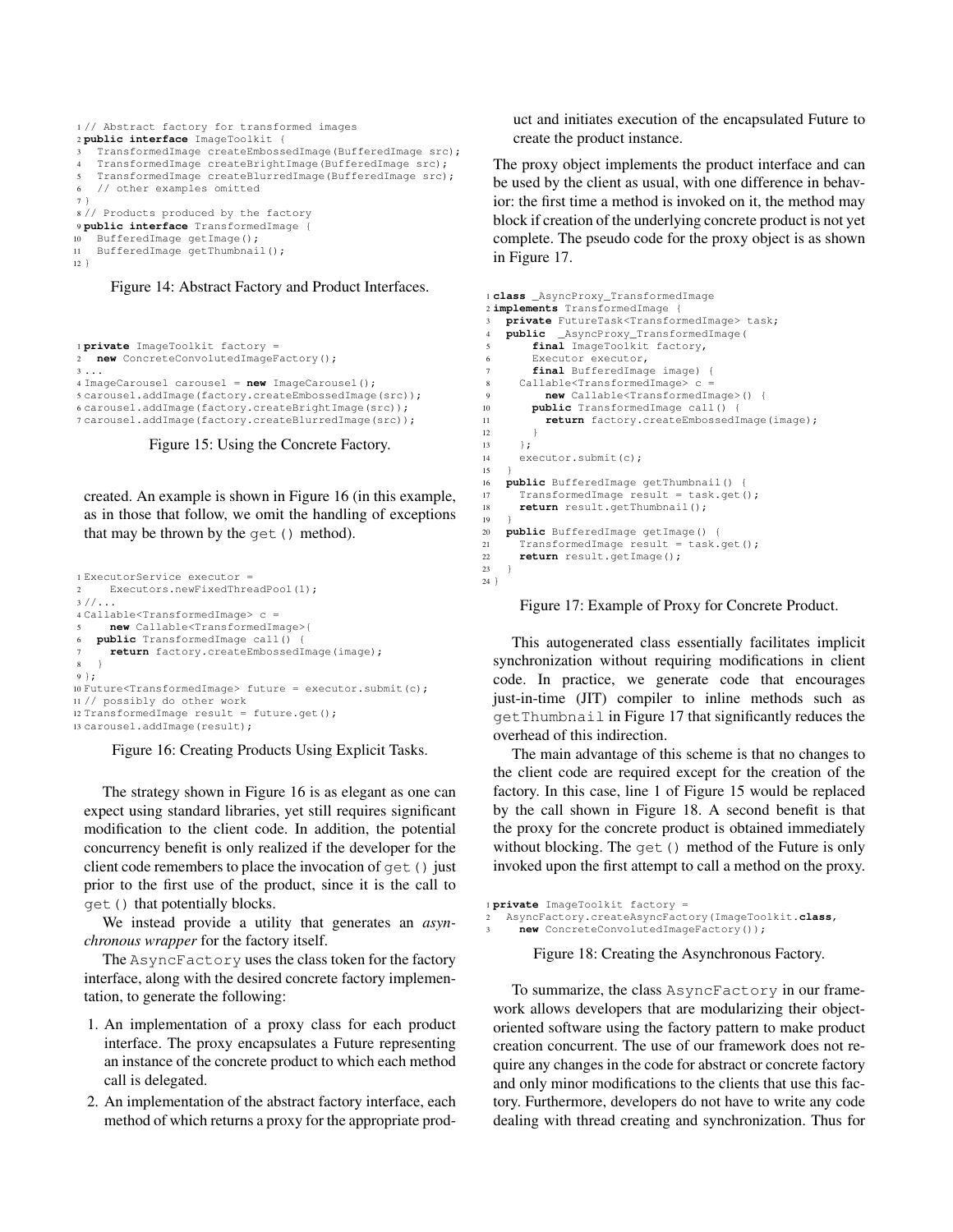```java
// Abstract factory for transformed images
public interface ImageToolkit {
  TransformedImage createEmbossedImage(BufferedImage src);
  TransformedImage createBrightImage(BufferedImage src);
  TransformedImage createBlurredImage(BufferedImage src);
  // other examples omitted
}
// Products produced by the factory
public interface TransformedImage {
  BufferedImage getImage();
  BufferedImage getThumbnail();
}
```

Figure 14: Abstract Factory and Product Interfaces.

```java
private ImageToolkit factory =
  new ConcreteConvolutedImageFactory();
...
ImageCarousel carousel = new ImageCarousel();
carousel.addImage(factory.createEmbossedImage(src));
carousel.addImage(factory.createBrightImage(src));
carousel.addImage(factory.createBlurredImage(src));
```

Figure 15: Using the Concrete Factory.

created. An example is shown in Figure 16 (in this example, as in those that follow, we omit the handling of exceptions that may be thrown by the `get()` method).

```java
ExecutorService executor =
    Executors.newFixedThreadPool(1);
//...
Callable<TransformedImage> c =
    new Callable<TransformedImage>{
  public TransformedImage call() {
    return factory.createEmbossedImage(image);
  }
};
Future<TransformedImage> future = executor.submit(c);
// possibly do other work
TransformedImage result = future.get();
carousel.addImage(result);
```

Figure 16: Creating Products Using Explicit Tasks.

The strategy shown in Figure 16 is as elegant as one can expect using standard libraries, yet still requires significant modification to the client code. In addition, the potential concurrency benefit is only realized if the developer for the client code remembers to place the invocation of `get()` just prior to the first use of the product, since it is the call to `get()` that potentially blocks.

We instead provide a utility that generates an *asynchronous wrapper* for the factory itself.

The `AsyncFactory` uses the class token for the factory interface, along with the desired concrete factory implementation, to generate the following:

1. An implementation of a proxy class for each product interface. The proxy encapsulates a Future representing an instance of the concrete product to which each method call is delegated.
2. An implementation of the abstract factory interface, each method of which returns a proxy for the appropriate product and initiates execution of the encapsulated Future to create the product instance.

The proxy object implements the product interface and can be used by the client as usual, with one difference in behavior: the first time a method is invoked on it, the method may block if creation of the underlying concrete product is not yet complete. The pseudo code for the proxy object is as shown in Figure 17.

```java
class _AsyncProxy_TransformedImage
implements TransformedImage {
  private FutureTask<TransformedImage> task;
  public  _AsyncProxy_TransformedImage(
      final ImageToolkit factory,
      Executor executor,
      final BufferedImage image) {
    Callable<TransformedImage> c =
        new Callable<TransformedImage>() {
      public TransformedImage call() {
        return factory.createEmbossedImage(image);
      }
    };
    executor.submit(c);
  }
  public BufferedImage getThumbnail() {
    TransformedImage result = task.get();
    return result.getThumbnail();
  }
  public BufferedImage getImage() {
    TransformedImage result = task.get();
    return result.getImage();
  }
}
```

Figure 17: Example of Proxy for Concrete Product.

This autogenerated class essentially facilitates implicit synchronization without requiring modifications in client code. In practice, we generate code that encourages just-in-time (JIT) compiler to inline methods such as `getThumbnail` in Figure 17 that significantly reduces the overhead of this indirection.

The main advantage of this scheme is that no changes to the client code are required except for the creation of the factory. In this case, line 1 of Figure 15 would be replaced by the call shown in Figure 18. A second benefit is that the proxy for the concrete product is obtained immediately without blocking. The `get()` method of the Future is only invoked upon the first attempt to call a method on the proxy.

```java
private ImageToolkit factory =
  AsyncFactory.createAsyncFactory(ImageToolkit.class,
    new ConcreteConvolutedImageFactory());
```

Figure 18: Creating the Asynchronous Factory.

To summarize, the class `AsyncFactory` in our framework allows developers that are modularizing their object-oriented software using the factory pattern to make product creation concurrent. The use of our framework does not require any changes in the code for abstract or concrete factory and only minor modifications to the clients that use this factory. Furthermore, developers do not have to write any code dealing with thread creating and synchronization. Thus for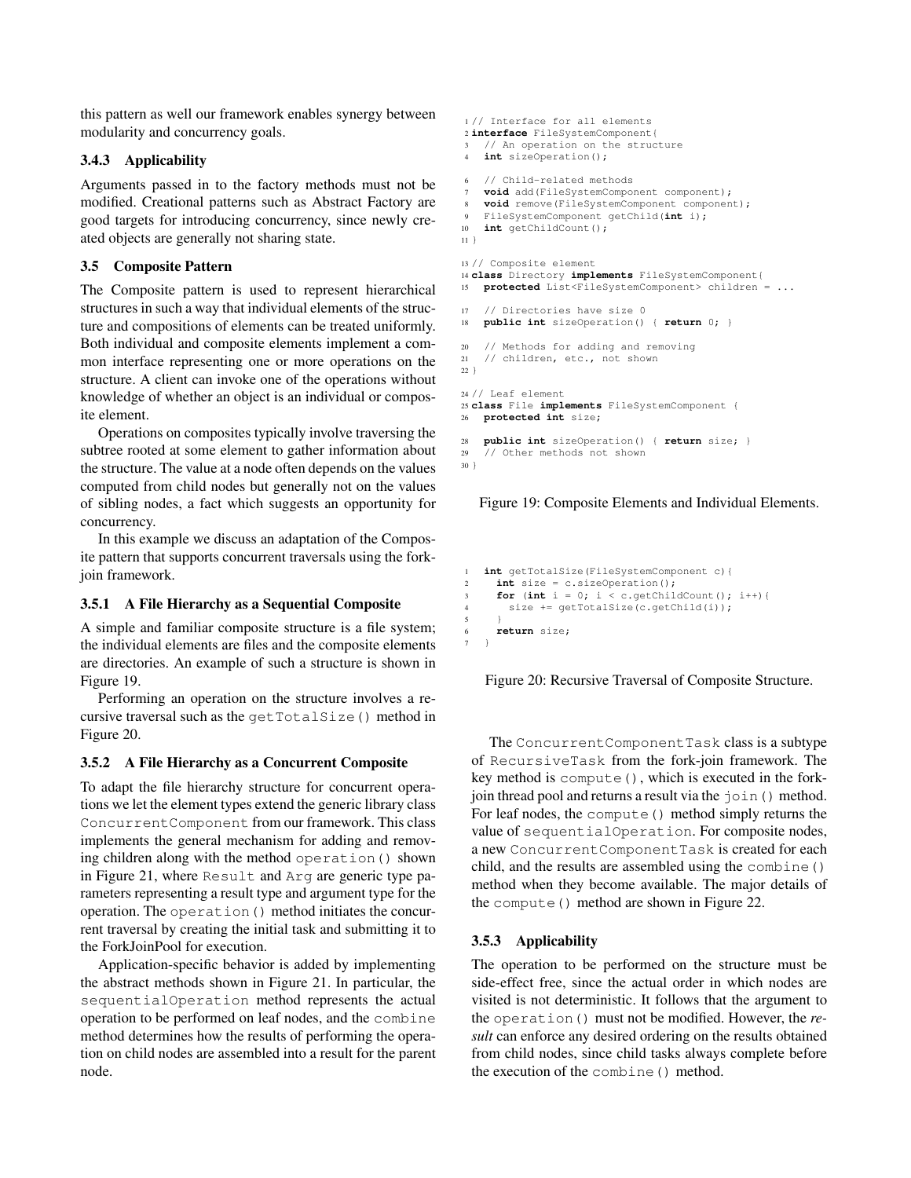this pattern as well our framework enables synergy between modularity and concurrency goals.

#### 3.4.3 Applicability

Arguments passed in to the factory methods must not be modified. Creational patterns such as Abstract Factory are good targets for introducing concurrency, since newly created objects are generally not sharing state.

### 3.5 Composite Pattern

The Composite pattern is used to represent hierarchical structures in such a way that individual elements of the structure and compositions of elements can be treated uniformly. Both individual and composite elements implement a common interface representing one or more operations on the structure. A client can invoke one of the operations without knowledge of whether an object is an individual or composite element.

Operations on composites typically involve traversing the subtree rooted at some element to gather information about the structure. The value at a node often depends on the values computed from child nodes but generally not on the values of sibling nodes, a fact which suggests an opportunity for concurrency.

In this example we discuss an adaptation of the Composite pattern that supports concurrent traversals using the fork-join framework.

#### 3.5.1 A File Hierarchy as a Sequential Composite

A simple and familiar composite structure is a file system; the individual elements are files and the composite elements are directories. An example of such a structure is shown in Figure 19.

Performing an operation on the structure involves a recursive traversal such as the `getTotalSize()` method in Figure 20.

#### 3.5.2 A File Hierarchy as a Concurrent Composite

To adapt the file hierarchy structure for concurrent operations we let the element types extend the generic library class `ConcurrentComponent` from our framework. This class implements the general mechanism for adding and removing children along with the method `operation()` shown in Figure 21, where `Result` and `Arg` are generic type parameters representing a result type and argument type for the operation. The `operation()` method initiates the concurrent traversal by creating the initial task and submitting it to the ForkJoinPool for execution.

Application-specific behavior is added by implementing the abstract methods shown in Figure 21. In particular, the `sequentialOperation` method represents the actual operation to be performed on leaf nodes, and the `combine` method determines how the results of performing the operation on child nodes are assembled into a result for the parent node.

```
1 // Interface for all elements
2 interface FileSystemComponent{
3   // An operation on the structure
4   int sizeOperation();

6   // Child-related methods
7   void add(FileSystemComponent component);
8   void remove(FileSystemComponent component);
9   FileSystemComponent getChild(int i);
10  int getChildCount();
11 }

13 // Composite element
14 class Directory implements FileSystemComponent{
15   protected List<FileSystemComponent> children = ...

17   // Directories have size 0
18   public int sizeOperation() { return 0; }

20   // Methods for adding and removing
21   // children, etc., not shown
22 }

24 // Leaf element
25 class File implements FileSystemComponent {
26   protected int size;

28   public int sizeOperation() { return size; }
29   // Other methods not shown
30 }
```

Figure 19: Composite Elements and Individual Elements.

```
1   int getTotalSize(FileSystemComponent c){
2     int size = c.sizeOperation();
3     for (int i = 0; i < c.getChildCount(); i++){
4       size += getTotalSize(c.getChild(i));
5     }
6     return size;
7   }
```

Figure 20: Recursive Traversal of Composite Structure.

The `ConcurrentComponentTask` class is a subtype of `RecursiveTask` from the fork-join framework. The key method is `compute()`, which is executed in the fork-join thread pool and returns a result via the `join()` method. For leaf nodes, the `compute()` method simply returns the value of `sequentialOperation`. For composite nodes, a new `ConcurrentComponentTask` is created for each child, and the results are assembled using the `combine()` method when they become available. The major details of the `compute()` method are shown in Figure 22.

#### 3.5.3 Applicability

The operation to be performed on the structure must be side-effect free, since the actual order in which nodes are visited is not deterministic. It follows that the argument to the `operation()` must not be modified. However, the *result* can enforce any desired ordering on the results obtained from child nodes, since child tasks always complete before the execution of the `combine()` method.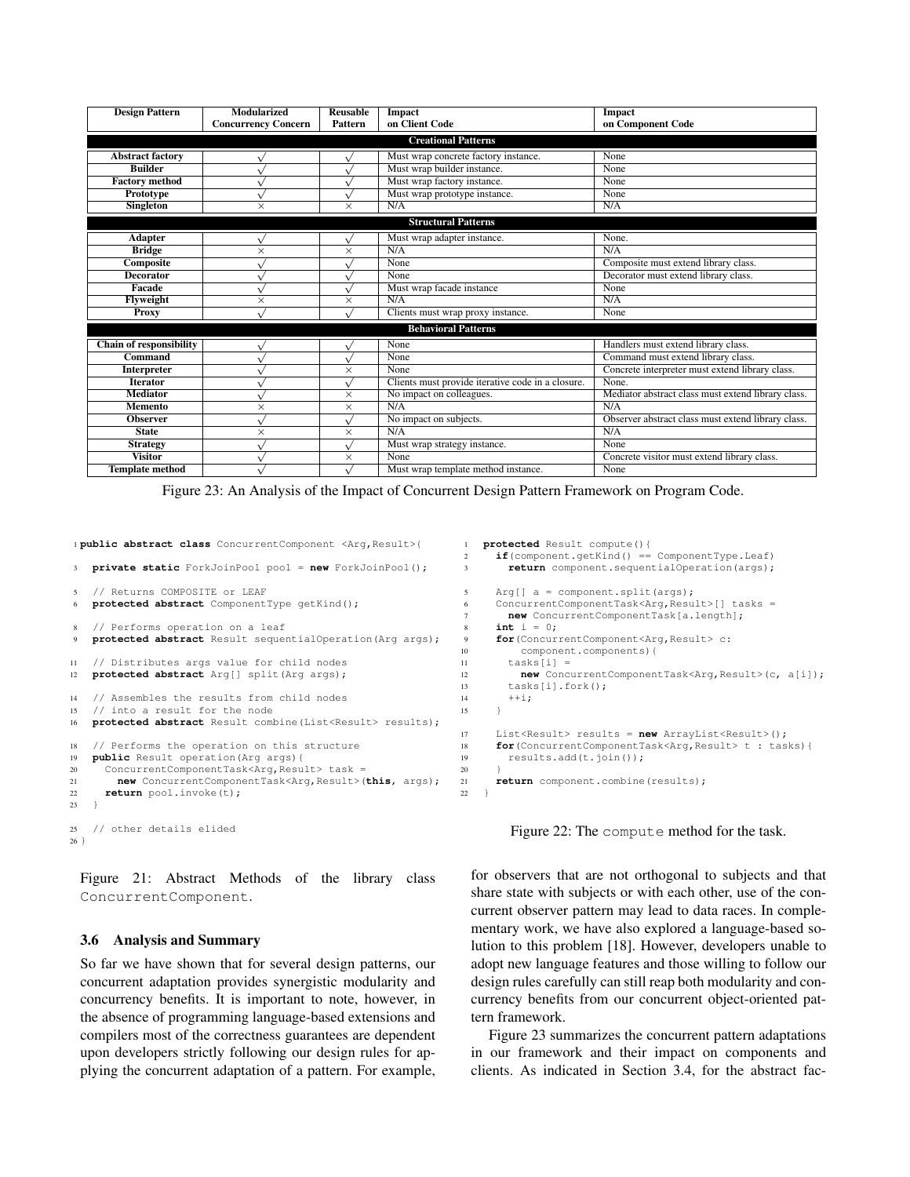| Design Pattern | Modularized Concurrency Concern | Reusable Pattern | Impact on Client Code | Impact on Component Code |
|---|---|---|---|---|
| **Creational Patterns** | | | | |
| **Abstract factory** | √ | √ | Must wrap concrete factory instance. | None |
| **Builder** | √ | √ | Must wrap builder instance. | None |
| **Factory method** | √ | √ | Must wrap factory instance. | None |
| **Prototype** | √ | √ | Must wrap prototype instance. | None |
| **Singleton** | × | × | N/A | N/A |
| **Structural Patterns** | | | | |
| **Adapter** | √ | √ | Must wrap adapter instance. | None. |
| **Bridge** | × | × | N/A | N/A |
| **Composite** | √ | √ | None | Composite must extend library class. |
| **Decorator** | √ | √ | None | Decorator must extend library class. |
| **Facade** | √ | √ | Must wrap facade instance | None |
| **Flyweight** | × | × | N/A | N/A |
| **Proxy** | √ | √ | Clients must wrap proxy instance. | None |
| **Behavioral Patterns** | | | | |
| **Chain of responsibility** | √ | √ | None | Handlers must extend library class. |
| **Command** | √ | √ | None | Command must extend library class. |
| **Interpreter** | √ | × | None | Concrete interpreter must extend library class. |
| **Iterator** | √ | √ | Clients must provide iterative code in a closure. | None. |
| **Mediator** | √ | × | No impact on colleagues. | Mediator abstract class must extend library class. |
| **Memento** | × | × | N/A | N/A |
| **Observer** | √ | √ | No impact on subjects. | Observer abstract class must extend library class. |
| **State** | × | × | N/A | N/A |
| **Strategy** | √ | √ | Must wrap strategy instance. | None |
| **Visitor** | √ | × | None | Concrete visitor must extend library class. |
| **Template method** | √ | √ | Must wrap template method instance. | None |

Figure 23: An Analysis of the Impact of Concurrent Design Pattern Framework on Program Code.

```
1 public abstract class ConcurrentComponent <Arg,Result>{

3   private static ForkJoinPool pool = new ForkJoinPool();

5   // Returns COMPOSITE or LEAF
6   protected abstract ComponentType getKind();

8   // Performs operation on a leaf
9   protected abstract Result sequentialOperation(Arg args);

11  // Distributes args value for child nodes
12  protected abstract Arg[] split(Arg args);

14  // Assembles the results from child nodes
15  // into a result for the node
16  protected abstract Result combine(List<Result> results);

18  // Performs the operation on this structure
19  public Result operation(Arg args){
20    ConcurrentComponentTask<Arg,Result> task =
21      new ConcurrentComponentTask<Arg,Result>(this, args);
22    return pool.invoke(t);
23  }

25  // other details elided
26 }
```

Figure 21: Abstract Methods of the library class ConcurrentComponent.

```
1  protected Result compute(){
2    if(component.getKind() == ComponentType.Leaf)
3      return component.sequentialOperation(args);

5    Arg[] a = component.split(args);
6    ConcurrentComponentTask<Arg,Result>[] tasks =
7      new ConcurrentComponentTask[a.length];
8    int i = 0;
9    for(ConcurrentComponent<Arg,Result> c:
10       component.components){
11     tasks[i] =
12       new ConcurrentComponentTask<Arg,Result>(c, a[i]);
13     tasks[i].fork();
14     ++i;
15   }

17   List<Result> results = new ArrayList<Result>();
18   for(ConcurrentComponentTask<Arg,Result> t : tasks){
19     results.add(t.join());
20   }
21   return component.combine(results);
22 }
```

Figure 22: The compute method for the task.

### 3.6 Analysis and Summary

So far we have shown that for several design patterns, our concurrent adaptation provides synergistic modularity and concurrency benefits. It is important to note, however, in the absence of programming language-based extensions and compilers most of the correctness guarantees are dependent upon developers strictly following our design rules for applying the concurrent adaptation of a pattern. For example, for observers that are not orthogonal to subjects and that share state with subjects or with each other, use of the concurrent observer pattern may lead to data races. In complementary work, we have also explored a language-based solution to this problem [18]. However, developers unable to adopt new language features and those willing to follow our design rules carefully can still reap both modularity and concurrency benefits from our concurrent object-oriented pattern framework.

Figure 23 summarizes the concurrent pattern adaptations in our framework and their impact on components and clients. As indicated in Section 3.4, for the abstract fac-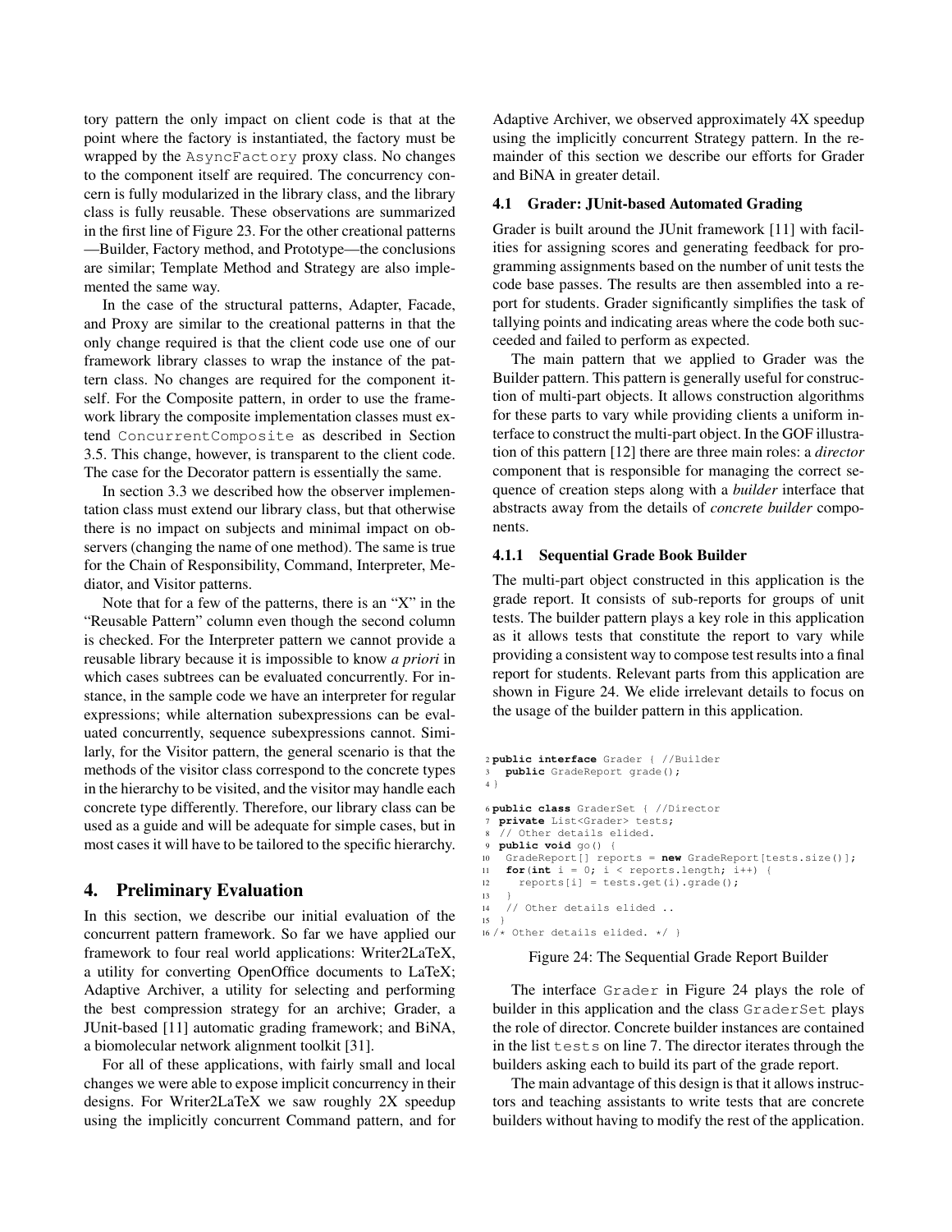tory pattern the only impact on client code is that at the point where the factory is instantiated, the factory must be wrapped by the AsyncFactory proxy class. No changes to the component itself are required. The concurrency concern is fully modularized in the library class, and the library class is fully reusable. These observations are summarized in the first line of Figure 23. For the other creational patterns —Builder, Factory method, and Prototype—the conclusions are similar; Template Method and Strategy are also implemented the same way.

In the case of the structural patterns, Adapter, Facade, and Proxy are similar to the creational patterns in that the only change required is that the client code use one of our framework library classes to wrap the instance of the pattern class. No changes are required for the component itself. For the Composite pattern, in order to use the framework library the composite implementation classes must extend ConcurrentComposite as described in Section 3.5. This change, however, is transparent to the client code. The case for the Decorator pattern is essentially the same.

In section 3.3 we described how the observer implementation class must extend our library class, but that otherwise there is no impact on subjects and minimal impact on observers (changing the name of one method). The same is true for the Chain of Responsibility, Command, Interpreter, Mediator, and Visitor patterns.

Note that for a few of the patterns, there is an "X" in the "Reusable Pattern" column even though the second column is checked. For the Interpreter pattern we cannot provide a reusable library because it is impossible to know *a priori* in which cases subtrees can be evaluated concurrently. For instance, in the sample code we have an interpreter for regular expressions; while alternation subexpressions can be evaluated concurrently, sequence subexpressions cannot. Similarly, for the Visitor pattern, the general scenario is that the methods of the visitor class correspond to the concrete types in the hierarchy to be visited, and the visitor may handle each concrete type differently. Therefore, our library class can be used as a guide and will be adequate for simple cases, but in most cases it will have to be tailored to the specific hierarchy.

## 4. Preliminary Evaluation

In this section, we describe our initial evaluation of the concurrent pattern framework. So far we have applied our framework to four real world applications: Writer2LaTeX, a utility for converting OpenOffice documents to LaTeX; Adaptive Archiver, a utility for selecting and performing the best compression strategy for an archive; Grader, a JUnit-based [11] automatic grading framework; and BiNA, a biomolecular network alignment toolkit [31].

For all of these applications, with fairly small and local changes we were able to expose implicit concurrency in their designs. For Writer2LaTeX we saw roughly 2X speedup using the implicitly concurrent Command pattern, and for Adaptive Archiver, we observed approximately 4X speedup using the implicitly concurrent Strategy pattern. In the remainder of this section we describe our efforts for Grader and BiNA in greater detail.

### 4.1 Grader: JUnit-based Automated Grading

Grader is built around the JUnit framework [11] with facilities for assigning scores and generating feedback for programming assignments based on the number of unit tests the code base passes. The results are then assembled into a report for students. Grader significantly simplifies the task of tallying points and indicating areas where the code both succeeded and failed to perform as expected.

The main pattern that we applied to Grader was the Builder pattern. This pattern is generally useful for construction of multi-part objects. It allows construction algorithms for these parts to vary while providing clients a uniform interface to construct the multi-part object. In the GOF illustration of this pattern [12] there are three main roles: a *director* component that is responsible for managing the correct sequence of creation steps along with a *builder* interface that abstracts away from the details of *concrete builder* components.

#### 4.1.1 Sequential Grade Book Builder

The multi-part object constructed in this application is the grade report. It consists of sub-reports for groups of unit tests. The builder pattern plays a key role in this application as it allows tests that constitute the report to vary while providing a consistent way to compose test results into a final report for students. Relevant parts from this application are shown in Figure 24. We elide irrelevant details to focus on the usage of the builder pattern in this application.

```
2 public interface Grader { //Builder
3   public GradeReport grade();
4 }

6 public class GraderSet { //Director
7  private List<Grader> tests;
8  // Other details elided.
9  public void go() {
10   GradeReport[] reports = new GradeReport[tests.size()];
11   for(int i = 0; i < reports.length; i++) {
12     reports[i] = tests.get(i).grade();
13   }
14   // Other details elided ..
15  }
16 /* Other details elided. */ }
```

Figure 24: The Sequential Grade Report Builder

The interface Grader in Figure 24 plays the role of builder in this application and the class GraderSet plays the role of director. Concrete builder instances are contained in the list tests on line 7. The director iterates through the builders asking each to build its part of the grade report.

The main advantage of this design is that it allows instructors and teaching assistants to write tests that are concrete builders without having to modify the rest of the application.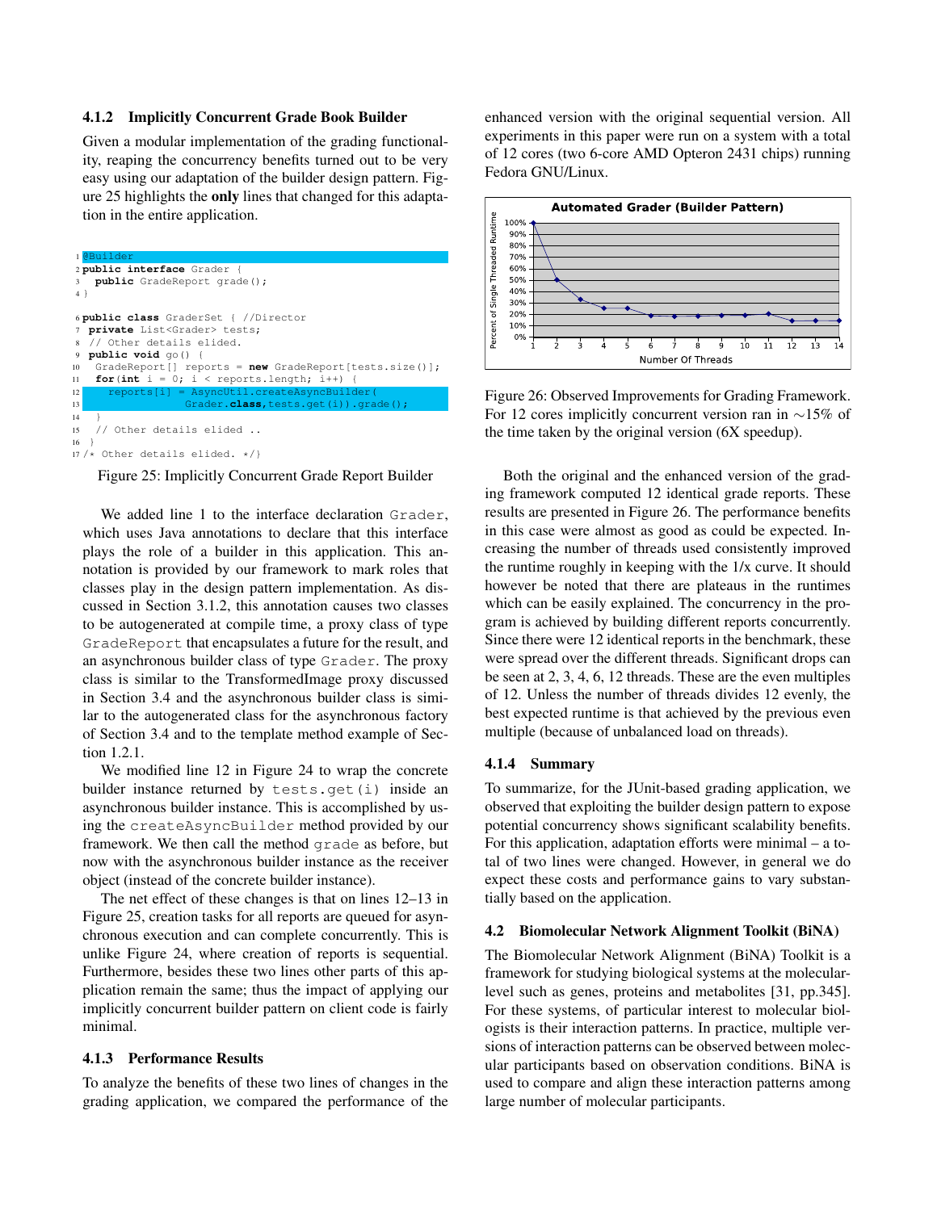### 4.1.2 Implicitly Concurrent Grade Book Builder

Given a modular implementation of the grading functionality, reaping the concurrency benefits turned out to be very easy using our adaptation of the builder design pattern. Figure 25 highlights the **only** lines that changed for this adaptation in the entire application.

```
1  @Builder
2  public interface Grader {
3    public GradeReport grade();
4  }

6  public class GraderSet { //Director
7   private List<Grader> tests;
8   // Other details elided.
9   public void go() {
10   GradeReport[] reports = new GradeReport[tests.size()];
11   for(int i = 0; i < reports.length; i++) {
12     reports[i] = AsyncUtil.createAsyncBuilder(
13                 Grader.class,tests.get(i)).grade();
14   }
15   // Other details elided ..
16  }
17 /* Other details elided. */}
```

Figure 25: Implicitly Concurrent Grade Report Builder

We added line 1 to the interface declaration `Grader`, which uses Java annotations to declare that this interface plays the role of a builder in this application. This annotation is provided by our framework to mark roles that classes play in the design pattern implementation. As discussed in Section 3.1.2, this annotation causes two classes to be autogenerated at compile time, a proxy class of type `GradeReport` that encapsulates a future for the result, and an asynchronous builder class of type `Grader`. The proxy class is similar to the TransformedImage proxy discussed in Section 3.4 and the asynchronous builder class is similar to the autogenerated class for the asynchronous factory of Section 3.4 and to the template method example of Section 1.2.1.

We modified line 12 in Figure 24 to wrap the concrete builder instance returned by `tests.get(i)` inside an asynchronous builder instance. This is accomplished by using the `createAsyncBuilder` method provided by our framework. We then call the method `grade` as before, but now with the asynchronous builder instance as the receiver object (instead of the concrete builder instance).

The net effect of these changes is that on lines 12–13 in Figure 25, creation tasks for all reports are queued for asynchronous execution and can complete concurrently. This is unlike Figure 24, where creation of reports is sequential. Furthermore, besides these two lines other parts of this application remain the same; thus the impact of applying our implicitly concurrent builder pattern on client code is fairly minimal.

### 4.1.3 Performance Results

To analyze the benefits of these two lines of changes in the grading application, we compared the performance of the enhanced version with the original sequential version. All experiments in this paper were run on a system with a total of 12 cores (two 6-core AMD Opteron 2431 chips) running Fedora GNU/Linux.

Figure 26: Observed Improvements for Grading Framework. For 12 cores implicitly concurrent version ran in ∼15% of the time taken by the original version (6X speedup).

Both the original and the enhanced version of the grading framework computed 12 identical grade reports. These results are presented in Figure 26. The performance benefits in this case were almost as good as could be expected. Increasing the number of threads used consistently improved the runtime roughly in keeping with the 1/x curve. It should however be noted that there are plateaus in the runtimes which can be easily explained. The concurrency in the program is achieved by building different reports concurrently. Since there were 12 identical reports in the benchmark, these were spread over the different threads. Significant drops can be seen at 2, 3, 4, 6, 12 threads. These are the even multiples of 12. Unless the number of threads divides 12 evenly, the best expected runtime is that achieved by the previous even multiple (because of unbalanced load on threads).

### 4.1.4 Summary

To summarize, for the JUnit-based grading application, we observed that exploiting the builder design pattern to expose potential concurrency shows significant scalability benefits. For this application, adaptation efforts were minimal – a total of two lines were changed. However, in general we do expect these costs and performance gains to vary substantially based on the application.

## 4.2 Biomolecular Network Alignment Toolkit (BiNA)

The Biomolecular Network Alignment (BiNA) Toolkit is a framework for studying biological systems at the molecular-level such as genes, proteins and metabolites [31, pp.345]. For these systems, of particular interest to molecular biologists is their interaction patterns. In practice, multiple versions of interaction patterns can be observed between molecular participants based on observation conditions. BiNA is used to compare and align these interaction patterns among large number of molecular participants.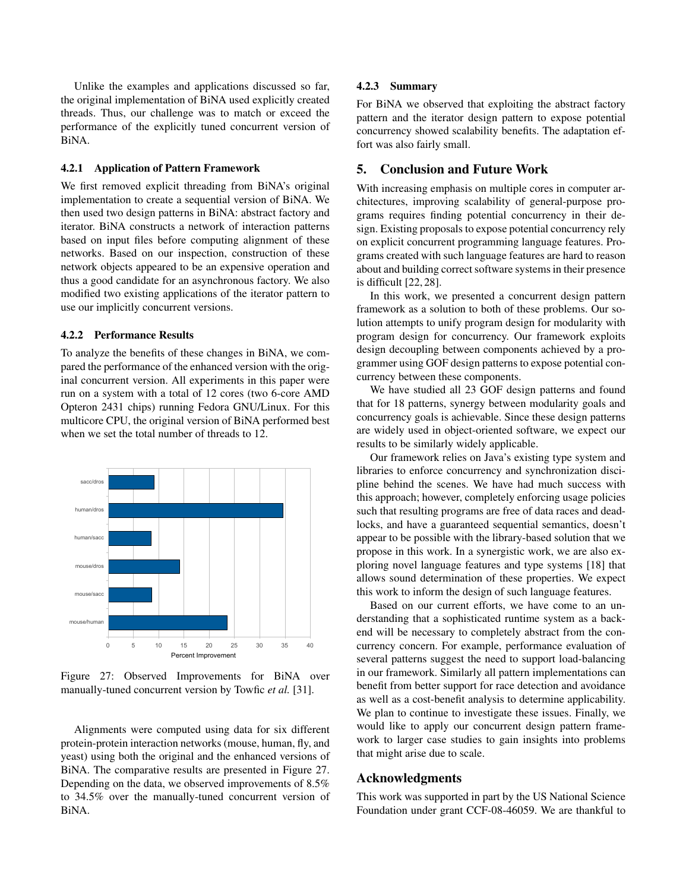Unlike the examples and applications discussed so far, the original implementation of BiNA used explicitly created threads. Thus, our challenge was to match or exceed the performance of the explicitly tuned concurrent version of BiNA.

#### 4.2.1 Application of Pattern Framework

We first removed explicit threading from BiNA's original implementation to create a sequential version of BiNA. We then used two design patterns in BiNA: abstract factory and iterator. BiNA constructs a network of interaction patterns based on input files before computing alignment of these networks. Based on our inspection, construction of these network objects appeared to be an expensive operation and thus a good candidate for an asynchronous factory. We also modified two existing applications of the iterator pattern to use our implicitly concurrent versions.

#### 4.2.2 Performance Results

To analyze the benefits of these changes in BiNA, we compared the performance of the enhanced version with the original concurrent version. All experiments in this paper were run on a system with a total of 12 cores (two 6-core AMD Opteron 2431 chips) running Fedora GNU/Linux. For this multicore CPU, the original version of BiNA performed best when we set the total number of threads to 12.

Figure 27: Observed Improvements for BiNA over manually-tuned concurrent version by Towfic *et al.* [31].

Alignments were computed using data for six different protein-protein interaction networks (mouse, human, fly, and yeast) using both the original and the enhanced versions of BiNA. The comparative results are presented in Figure 27. Depending on the data, we observed improvements of 8.5% to 34.5% over the manually-tuned concurrent version of BiNA.

#### 4.2.3 Summary

For BiNA we observed that exploiting the abstract factory pattern and the iterator design pattern to expose potential concurrency showed scalability benefits. The adaptation effort was also fairly small.

## 5. Conclusion and Future Work

With increasing emphasis on multiple cores in computer architectures, improving scalability of general-purpose programs requires finding potential concurrency in their design. Existing proposals to expose potential concurrency rely on explicit concurrent programming language features. Programs created with such language features are hard to reason about and building correct software systems in their presence is difficult [22, 28].

In this work, we presented a concurrent design pattern framework as a solution to both of these problems. Our solution attempts to unify program design for modularity with program design for concurrency. Our framework exploits design decoupling between components achieved by a programmer using GOF design patterns to expose potential concurrency between these components.

We have studied all 23 GOF design patterns and found that for 18 patterns, synergy between modularity goals and concurrency goals is achievable. Since these design patterns are widely used in object-oriented software, we expect our results to be similarly widely applicable.

Our framework relies on Java's existing type system and libraries to enforce concurrency and synchronization discipline behind the scenes. We have had much success with this approach; however, completely enforcing usage policies such that resulting programs are free of data races and deadlocks, and have a guaranteed sequential semantics, doesn't appear to be possible with the library-based solution that we propose in this work. In a synergistic work, we are also exploring novel language features and type systems [18] that allows sound determination of these properties. We expect this work to inform the design of such language features.

Based on our current efforts, we have come to an understanding that a sophisticated runtime system as a backend will be necessary to completely abstract from the concurrency concern. For example, performance evaluation of several patterns suggest the need to support load-balancing in our framework. Similarly all pattern implementations can benefit from better support for race detection and avoidance as well as a cost-benefit analysis to determine applicability. We plan to continue to investigate these issues. Finally, we would like to apply our concurrent design pattern framework to larger case studies to gain insights into problems that might arise due to scale.

## Acknowledgments

This work was supported in part by the US National Science Foundation under grant CCF-08-46059. We are thankful to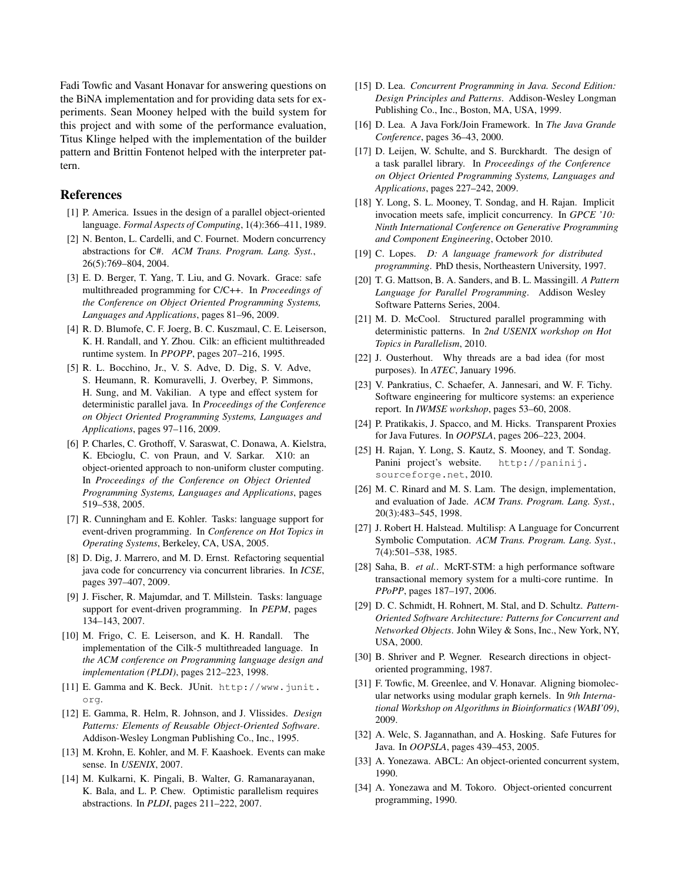Fadi Towfic and Vasant Honavar for answering questions on the BiNA implementation and for providing data sets for experiments. Sean Mooney helped with the build system for this project and with some of the performance evaluation, Titus Klinge helped with the implementation of the builder pattern and Brittin Fontenot helped with the interpreter pattern.

## References

[1] P. America. Issues in the design of a parallel object-oriented language. *Formal Aspects of Computing*, 1(4):366–411, 1989.

[2] N. Benton, L. Cardelli, and C. Fournet. Modern concurrency abstractions for C#. *ACM Trans. Program. Lang. Syst.*, 26(5):769–804, 2004.

[3] E. D. Berger, T. Yang, T. Liu, and G. Novark. Grace: safe multithreaded programming for C/C++. In *Proceedings of the Conference on Object Oriented Programming Systems, Languages and Applications*, pages 81–96, 2009.

[4] R. D. Blumofe, C. F. Joerg, B. C. Kuszmaul, C. E. Leiserson, K. H. Randall, and Y. Zhou. Cilk: an efficient multithreaded runtime system. In *PPOPP*, pages 207–216, 1995.

[5] R. L. Bocchino, Jr., V. S. Adve, D. Dig, S. V. Adve, S. Heumann, R. Komuravelli, J. Overbey, P. Simmons, H. Sung, and M. Vakilian. A type and effect system for deterministic parallel java. In *Proceedings of the Conference on Object Oriented Programming Systems, Languages and Applications*, pages 97–116, 2009.

[6] P. Charles, C. Grothoff, V. Saraswat, C. Donawa, A. Kielstra, K. Ebcioglu, C. von Praun, and V. Sarkar. X10: an object-oriented approach to non-uniform cluster computing. In *Proceedings of the Conference on Object Oriented Programming Systems, Languages and Applications*, pages 519–538, 2005.

[7] R. Cunningham and E. Kohler. Tasks: language support for event-driven programming. In *Conference on Hot Topics in Operating Systems*, Berkeley, CA, USA, 2005.

[8] D. Dig, J. Marrero, and M. D. Ernst. Refactoring sequential java code for concurrency via concurrent libraries. In *ICSE*, pages 397–407, 2009.

[9] J. Fischer, R. Majumdar, and T. Millstein. Tasks: language support for event-driven programming. In *PEPM*, pages 134–143, 2007.

[10] M. Frigo, C. E. Leiserson, and K. H. Randall. The implementation of the Cilk-5 multithreaded language. In *the ACM conference on Programming language design and implementation (PLDI)*, pages 212–223, 1998.

[11] E. Gamma and K. Beck. JUnit. http://www.junit.org.

[12] E. Gamma, R. Helm, R. Johnson, and J. Vlissides. *Design Patterns: Elements of Reusable Object-Oriented Software*. Addison-Wesley Longman Publishing Co., Inc., 1995.

[13] M. Krohn, E. Kohler, and M. F. Kaashoek. Events can make sense. In *USENIX*, 2007.

[14] M. Kulkarni, K. Pingali, B. Walter, G. Ramanarayanan, K. Bala, and L. P. Chew. Optimistic parallelism requires abstractions. In *PLDI*, pages 211–222, 2007.

[15] D. Lea. *Concurrent Programming in Java. Second Edition: Design Principles and Patterns*. Addison-Wesley Longman Publishing Co., Inc., Boston, MA, USA, 1999.

[16] D. Lea. A Java Fork/Join Framework. In *The Java Grande Conference*, pages 36–43, 2000.

[17] D. Leijen, W. Schulte, and S. Burckhardt. The design of a task parallel library. In *Proceedings of the Conference on Object Oriented Programming Systems, Languages and Applications*, pages 227–242, 2009.

[18] Y. Long, S. L. Mooney, T. Sondag, and H. Rajan. Implicit invocation meets safe, implicit concurrency. In *GPCE '10: Ninth International Conference on Generative Programming and Component Engineering*, October 2010.

[19] C. Lopes. *D: A language framework for distributed programming*. PhD thesis, Northeastern University, 1997.

[20] T. G. Mattson, B. A. Sanders, and B. L. Massingill. *A Pattern Language for Parallel Programming*. Addison Wesley Software Patterns Series, 2004.

[21] M. D. McCool. Structured parallel programming with deterministic patterns. In *2nd USENIX workshop on Hot Topics in Parallelism*, 2010.

[22] J. Ousterhout. Why threads are a bad idea (for most purposes). In *ATEC*, January 1996.

[23] V. Pankratius, C. Schaefer, A. Jannesari, and W. F. Tichy. Software engineering for multicore systems: an experience report. In *IWMSE workshop*, pages 53–60, 2008.

[24] P. Pratikakis, J. Spacco, and M. Hicks. Transparent Proxies for Java Futures. In *OOPSLA*, pages 206–223, 2004.

[25] H. Rajan, Y. Long, S. Kautz, S. Mooney, and T. Sondag. Panini project's website. http://paninij.sourceforge.net, 2010.

[26] M. C. Rinard and M. S. Lam. The design, implementation, and evaluation of Jade. *ACM Trans. Program. Lang. Syst.*, 20(3):483–545, 1998.

[27] J. Robert H. Halstead. Multilisp: A Language for Concurrent Symbolic Computation. *ACM Trans. Program. Lang. Syst.*, 7(4):501–538, 1985.

[28] Saha, B. *et al.*. McRT-STM: a high performance software transactional memory system for a multi-core runtime. In *PPoPP*, pages 187–197, 2006.

[29] D. C. Schmidt, H. Rohnert, M. Stal, and D. Schultz. *Pattern-Oriented Software Architecture: Patterns for Concurrent and Networked Objects*. John Wiley & Sons, Inc., New York, NY, USA, 2000.

[30] B. Shriver and P. Wegner. Research directions in object-oriented programming, 1987.

[31] F. Towfic, M. Greenlee, and V. Honavar. Aligning biomolecular networks using modular graph kernels. In *9th International Workshop on Algorithms in Bioinformatics (WABI'09)*, 2009.

[32] A. Welc, S. Jagannathan, and A. Hosking. Safe Futures for Java. In *OOPSLA*, pages 439–453, 2005.

[33] A. Yonezawa. ABCL: An object-oriented concurrent system, 1990.

[34] A. Yonezawa and M. Tokoro. Object-oriented concurrent programming, 1990.